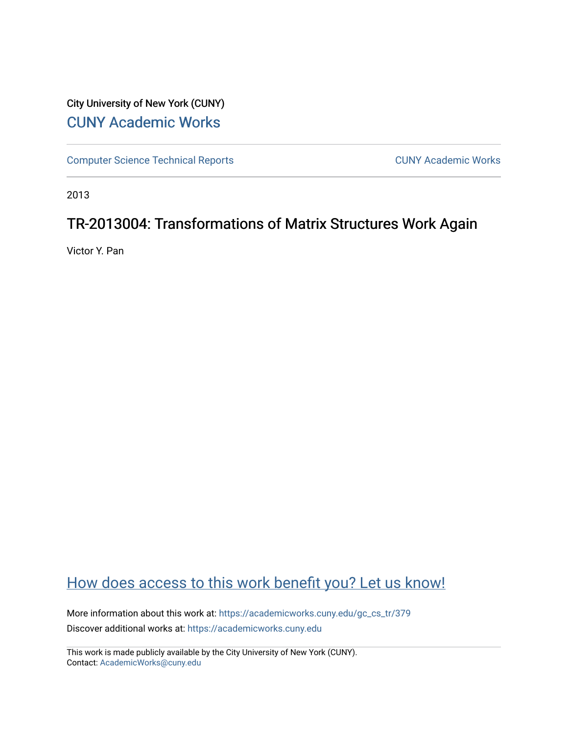City University of New York (CUNY)

CUNY Academic Works

Computer Science Technical Reports

CUNY Academic Works

2013

# TR-2013004: Transformations of Matrix Structures Work Again

Victor Y. Pan

How does access to this work benefit you? Let us know!

More information about this work at: https://academicworks.cuny.edu/gc_cs_tr/379

Discover additional works at: https://academicworks.cuny.edu

This work is made publicly available by the City University of New York (CUNY).
Contact: AcademicWorks@cuny.edu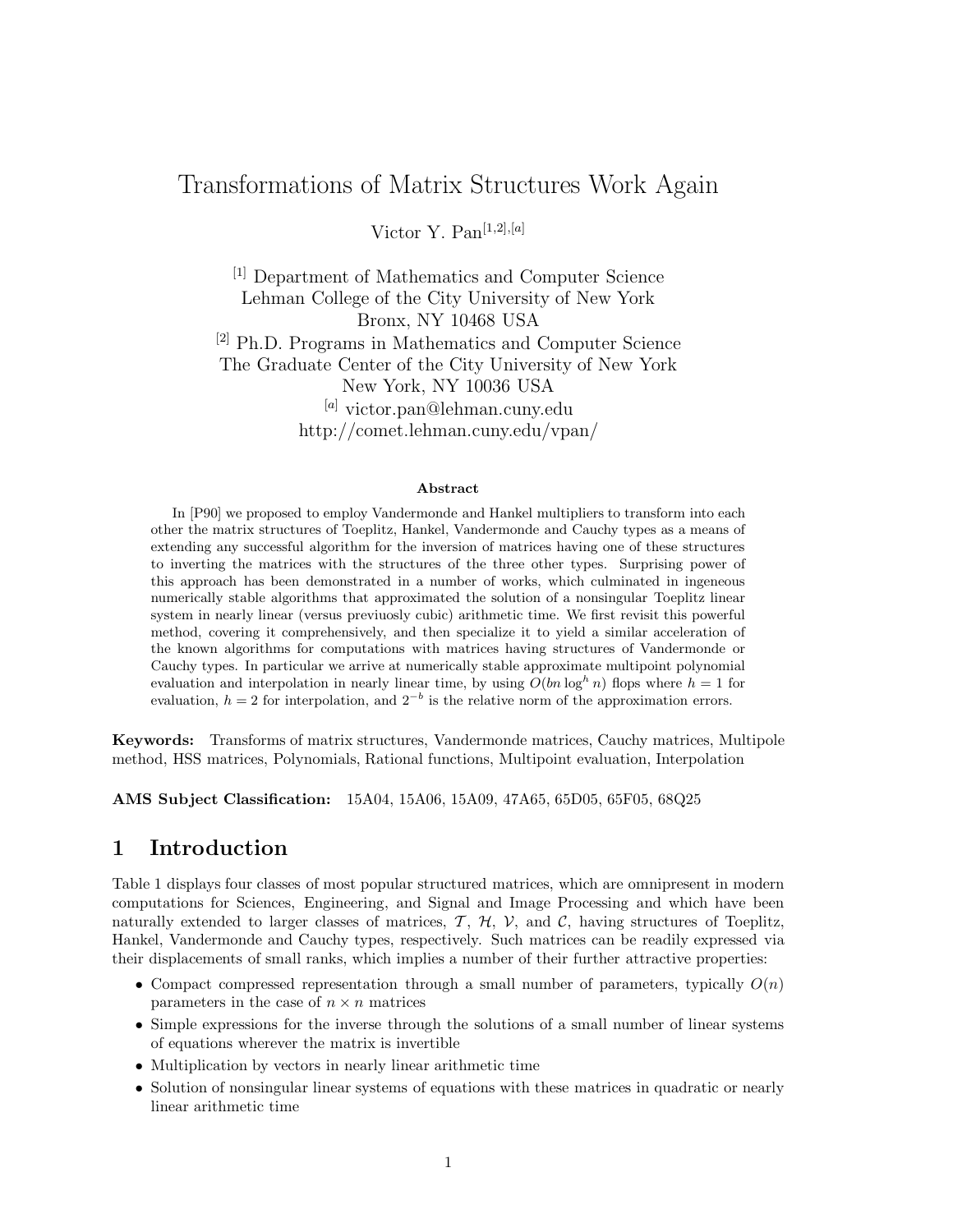# Transformations of Matrix Structures Work Again

Victor Y. Pan[1,2],[a]

[1] Department of Mathematics and Computer Science
Lehman College of the City University of New York
Bronx, NY 10468 USA

[2] Ph.D. Programs in Mathematics and Computer Science
The Graduate Center of the City University of New York
New York, NY 10036 USA

[a] victor.pan@lehman.cuny.edu
http://comet.lehman.cuny.edu/vpan/

### Abstract

In [P90] we proposed to employ Vandermonde and Hankel multipliers to transform into each other the matrix structures of Toeplitz, Hankel, Vandermonde and Cauchy types as a means of extending any successful algorithm for the inversion of matrices having one of these structures to inverting the matrices with the structures of the three other types. Surprising power of this approach has been demonstrated in a number of works, which culminated in ingeneous numerically stable algorithms that approximated the solution of a nonsingular Toeplitz linear system in nearly linear (versus previuosly cubic) arithmetic time. We first revisit this powerful method, covering it comprehensively, and then specialize it to yield a similar acceleration of the known algorithms for computations with matrices having structures of Vandermonde or Cauchy types. In particular we arrive at numerically stable approximate multipoint polynomial evaluation and interpolation in nearly linear time, by using $O(bn \log^h n)$ flops where $h = 1$ for evaluation, $h = 2$ for interpolation, and $2^{-b}$ is the relative norm of the approximation errors.

**Keywords:** Transforms of matrix structures, Vandermonde matrices, Cauchy matrices, Multipole method, HSS matrices, Polynomials, Rational functions, Multipoint evaluation, Interpolation

**AMS Subject Classification:** 15A04, 15A06, 15A09, 47A65, 65D05, 65F05, 68Q25

## 1 Introduction

Table 1 displays four classes of most popular structured matrices, which are omnipresent in modern computations for Sciences, Engineering, and Signal and Image Processing and which have been naturally extended to larger classes of matrices, $\mathcal{T}$, $\mathcal{H}$, $\mathcal{V}$, and $\mathcal{C}$, having structures of Toeplitz, Hankel, Vandermonde and Cauchy types, respectively. Such matrices can be readily expressed via their displacements of small ranks, which implies a number of their further attractive properties:

- Compact compressed representation through a small number of parameters, typically $O(n)$ parameters in the case of $n \times n$ matrices
- Simple expressions for the inverse through the solutions of a small number of linear systems of equations wherever the matrix is invertible
- Multiplication by vectors in nearly linear arithmetic time
- Solution of nonsingular linear systems of equations with these matrices in quadratic or nearly linear arithmetic time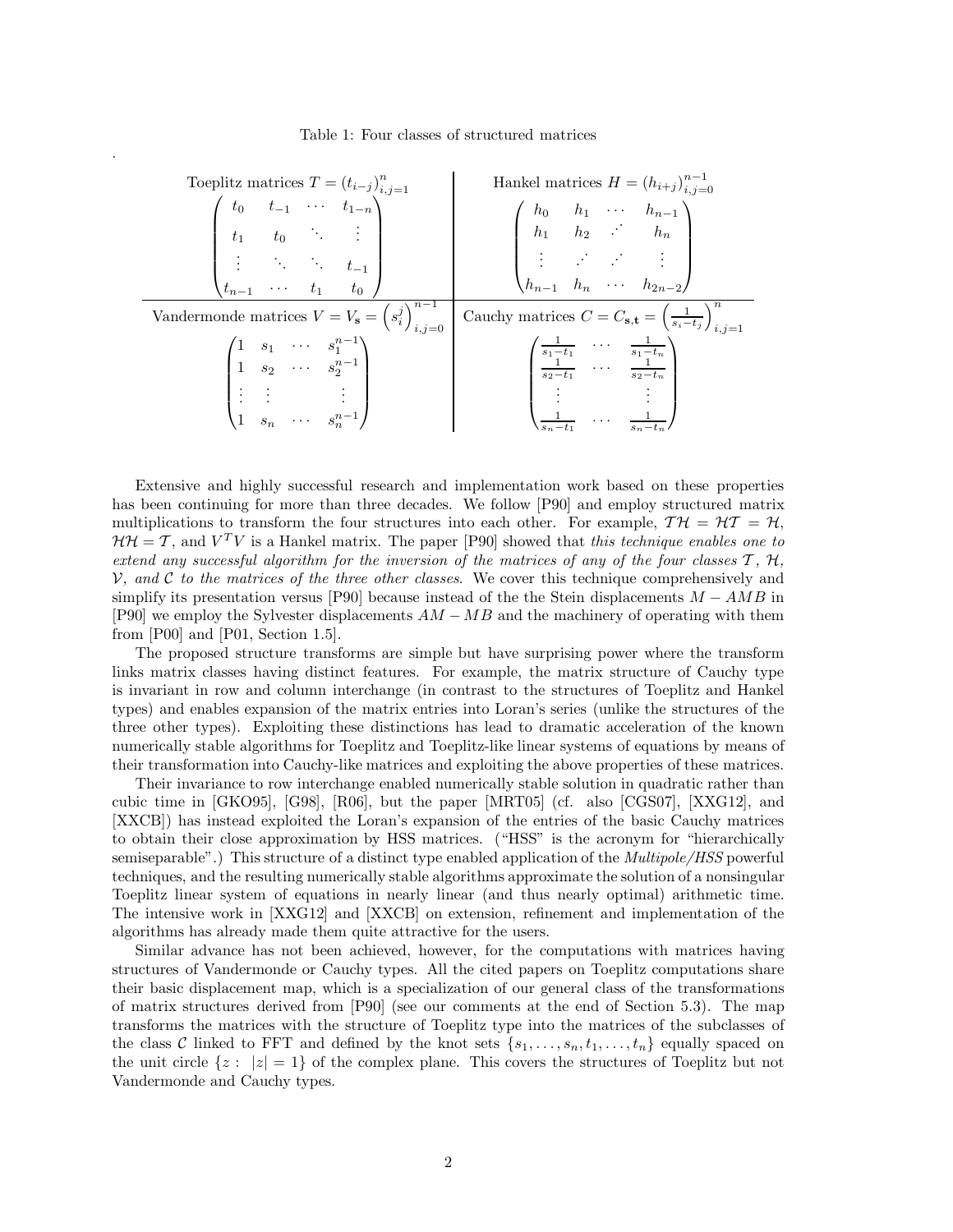Table 1: Four classes of structured matrices

| Toeplitz matrices $T = (t_{i-j})_{i,j=1}^{n}$ | Hankel matrices $H = (h_{i+j})_{i,j=0}^{n-1}$ |
| --- | --- |
| $\begin{pmatrix} t_0 & t_{-1} & \cdots & t_{1-n} \\ t_1 & t_0 & \ddots & \vdots \\ \vdots & \ddots & \ddots & t_{-1} \\ t_{n-1} & \cdots & t_1 & t_0 \end{pmatrix}$ | $\begin{pmatrix} h_0 & h_1 & \cdots & h_{n-1} \\ h_1 & h_2 & ⋰ & h_n \\ \vdots & ⋰ & ⋰ & \vdots \\ h_{n-1} & h_n & \cdots & h_{2n-2} \end{pmatrix}$ |
| Vandermonde matrices $V = V_{\mathbf{s}} = \left(s_i^j\right)_{i,j=0}^{n-1}$ | Cauchy matrices $C = C_{\mathbf{s},\mathbf{t}} = \left(\frac{1}{s_i - t_j}\right)_{i,j=1}^{n}$ |
| $\begin{pmatrix} 1 & s_1 & \cdots & s_1^{n-1} \\ 1 & s_2 & \cdots & s_2^{n-1} \\ \vdots & \vdots & & \vdots \\ 1 & s_n & \cdots & s_n^{n-1} \end{pmatrix}$ | $\begin{pmatrix} \frac{1}{s_1-t_1} & \cdots & \frac{1}{s_1-t_n} \\ \frac{1}{s_2-t_1} & \cdots & \frac{1}{s_2-t_n} \\ \vdots & & \vdots \\ \frac{1}{s_n-t_1} & \cdots & \frac{1}{s_n-t_n} \end{pmatrix}$ |

Extensive and highly successful research and implementation work based on these properties has been continuing for more than three decades. We follow [P90] and employ structured matrix multiplications to transform the four structures into each other. For example, $\mathcal{T}\mathcal{H} = \mathcal{H}\mathcal{T} = \mathcal{H}$, $\mathcal{H}\mathcal{H} = \mathcal{T}$, and $V^T V$ is a Hankel matrix. The paper [P90] showed that *this technique enables one to extend any successful algorithm for the inversion of the matrices of any of the four classes $\mathcal{T}$, $\mathcal{H}$, $\mathcal{V}$, and $\mathcal{C}$ to the matrices of the three other classes*. We cover this technique comprehensively and simplify its presentation versus [P90] because instead of the the Stein displacements $M - AMB$ in [P90] we employ the Sylvester displacements $AM - MB$ and the machinery of operating with them from [P00] and [P01, Section 1.5].

The proposed structure transforms are simple but have surprising power where the transform links matrix classes having distinct features. For example, the matrix structure of Cauchy type is invariant in row and column interchange (in contrast to the structures of Toeplitz and Hankel types) and enables expansion of the matrix entries into Loran's series (unlike the structures of the three other types). Exploiting these distinctions has lead to dramatic acceleration of the known numerically stable algorithms for Toeplitz and Toeplitz-like linear systems of equations by means of their transformation into Cauchy-like matrices and exploiting the above properties of these matrices.

Their invariance to row interchange enabled numerically stable solution in quadratic rather than cubic time in [GKO95], [G98], [R06], but the paper [MRT05] (cf. also [CGS07], [XXG12], and [XXCB]) has instead exploited the Loran's expansion of the entries of the basic Cauchy matrices to obtain their close approximation by HSS matrices. ("HSS" is the acronym for "hierarchically semiseparable".) This structure of a distinct type enabled application of the *Multipole/HSS* powerful techniques, and the resulting numerically stable algorithms approximate the solution of a nonsingular Toeplitz linear system of equations in nearly linear (and thus nearly optimal) arithmetic time. The intensive work in [XXG12] and [XXCB] on extension, refinement and implementation of the algorithms has already made them quite attractive for the users.

Similar advance has not been achieved, however, for the computations with matrices having structures of Vandermonde or Cauchy types. All the cited papers on Toeplitz computations share their basic displacement map, which is a specialization of our general class of the transformations of matrix structures derived from [P90] (see our comments at the end of Section 5.3). The map transforms the matrices with the structure of Toeplitz type into the matrices of the subclasses of the class $\mathcal{C}$ linked to FFT and defined by the knot sets $\{s_1, \ldots, s_n, t_1, \ldots, t_n\}$ equally spaced on the unit circle $\{z : |z| = 1\}$ of the complex plane. This covers the structures of Toeplitz but not Vandermonde and Cauchy types.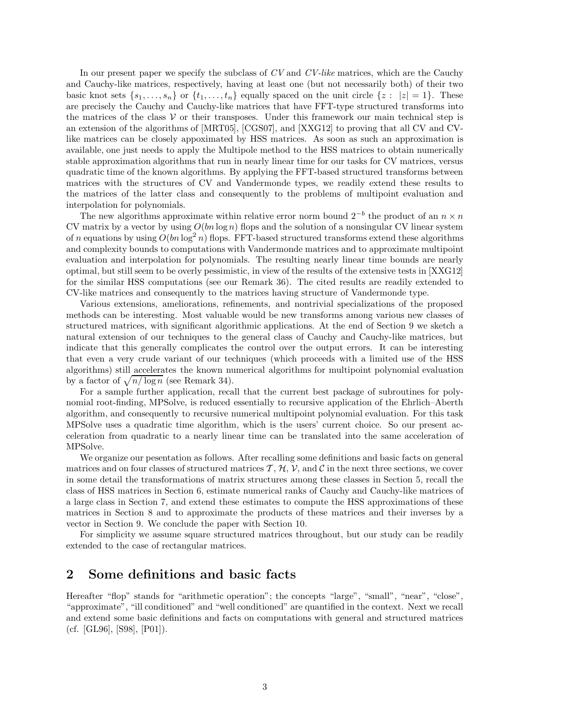In our present paper we specify the subclass of *CV* and *CV-like* matrices, which are the Cauchy and Cauchy-like matrices, respectively, having at least one (but not necessarily both) of their two basic knot sets $\{s_1, \ldots, s_n\}$ or $\{t_1, \ldots, t_n\}$ equally spaced on the unit circle $\{z : |z| = 1\}$. These are precisely the Cauchy and Cauchy-like matrices that have FFT-type structured transforms into the matrices of the class $\mathcal{V}$ or their transposes. Under this framework our main technical step is an extension of the algorithms of [MRT05], [CGS07], and [XXG12] to proving that all CV and CV-like matrices can be closely appoximated by HSS matrices. As soon as such an approximation is available, one just needs to apply the Multipole method to the HSS matrices to obtain numerically stable approximation algorithms that run in nearly linear time for our tasks for CV matrices, versus quadratic time of the known algorithms. By applying the FFT-based structured transforms between matrices with the structures of CV and Vandermonde types, we readily extend these results to the matrices of the latter class and consequently to the problems of multipoint evaluation and interpolation for polynomials.

The new algorithms approximate within relative error norm bound $2^{-b}$ the product of an $n \times n$ CV matrix by a vector by using $O(bn \log n)$ flops and the solution of a nonsingular CV linear system of $n$ equations by using $O(bn \log^2 n)$ flops. FFT-based structured transforms extend these algorithms and complexity bounds to computations with Vandermonde matrices and to approximate multipoint evaluation and interpolation for polynomials. The resulting nearly linear time bounds are nearly optimal, but still seem to be overly pessimistic, in view of the results of the extensive tests in [XXG12] for the similar HSS computations (see our Remark 36). The cited results are readily extended to CV-like matrices and consequently to the matrices having structure of Vandermonde type.

Various extensions, ameliorations, refinements, and nontrivial specializations of the proposed methods can be interesting. Most valuable would be new transforms among various new classes of structured matrices, with significant algorithmic applications. At the end of Section 9 we sketch a natural extension of our techniques to the general class of Cauchy and Cauchy-like matrices, but indicate that this generally complicates the control over the output errors. It can be interesting that even a very crude variant of our techniques (which proceeds with a limited use of the HSS algorithms) still accelerates the known numerical algorithms for multipoint polynomial evaluation by a factor of $\sqrt{n/\log n}$ (see Remark 34).

For a sample further application, recall that the current best package of subroutines for polynomial root-finding, MPSolve, is reduced essentially to recursive application of the Ehrlich–Aberth algorithm, and consequently to recursive numerical multipoint polynomial evaluation. For this task MPSolve uses a quadratic time algorithm, which is the users' current choice. So our present acceleration from quadratic to a nearly linear time can be translated into the same acceleration of MPSolve.

We organize our pesentation as follows. After recalling some definitions and basic facts on general matrices and on four classes of structured matrices $\mathcal{T}$, $\mathcal{H}$, $\mathcal{V}$, and $\mathcal{C}$ in the next three sections, we cover in some detail the transformations of matrix structures among these classes in Section 5, recall the class of HSS matrices in Section 6, estimate numerical ranks of Cauchy and Cauchy-like matrices of a large class in Section 7, and extend these estimates to compute the HSS approximations of these matrices in Section 8 and to approximate the products of these matrices and their inverses by a vector in Section 9. We conclude the paper with Section 10.

For simplicity we assume square structured matrices throughout, but our study can be readily extended to the case of rectangular matrices.

## 2 Some definitions and basic facts

Hereafter "flop" stands for "arithmetic operation"; the concepts "large", "small", "near", "close", "approximate", "ill conditioned" and "well conditioned" are quantified in the context. Next we recall and extend some basic definitions and facts on computations with general and structured matrices (cf. [GL96], [S98], [P01]).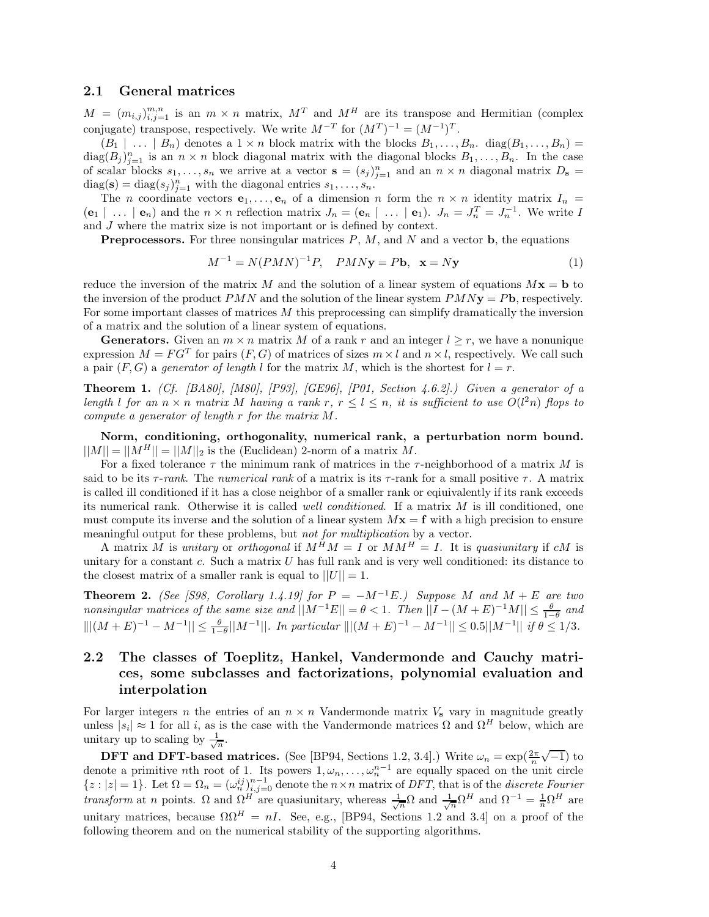### 2.1 General matrices

$M = (m_{i,j})_{i,j=1}^{m,n}$ is an $m \times n$ matrix, $M^T$ and $M^H$ are its transpose and Hermitian (complex conjugate) transpose, respectively. We write $M^{-T}$ for $(M^T)^{-1} = (M^{-1})^T$.

$(B_1 \mid \ldots \mid B_n)$ denotes a $1 \times n$ block matrix with the blocks $B_1, \ldots, B_n$. $\mathrm{diag}(B_1, \ldots, B_n) = \mathrm{diag}(B_j)_{j=1}^n$ is an $n \times n$ block diagonal matrix with the diagonal blocks $B_1, \ldots, B_n$. In the case of scalar blocks $s_1, \ldots, s_n$ we arrive at a vector $\mathbf{s} = (s_j)_{j=1}^n$ and an $n \times n$ diagonal matrix $D_{\mathbf{s}} = \mathrm{diag}(\mathbf{s}) = \mathrm{diag}(s_j)_{j=1}^n$ with the diagonal entries $s_1, \ldots, s_n$.

The $n$ coordinate vectors $\mathbf{e}_1, \ldots, \mathbf{e}_n$ of a dimension $n$ form the $n \times n$ identity matrix $I_n = (\mathbf{e}_1 \mid \ldots \mid \mathbf{e}_n)$ and the $n \times n$ reflection matrix $J_n = (\mathbf{e}_n \mid \ldots \mid \mathbf{e}_1)$. $J_n = J_n^T = J_n^{-1}$. We write $I$ and $J$ where the matrix size is not important or is defined by context.

**Preprocessors.** For three nonsingular matrices $P$, $M$, and $N$ and a vector $\mathbf{b}$, the equations

$$M^{-1} = N(PMN)^{-1}P, \quad PMN\mathbf{y} = P\mathbf{b}, \quad \mathbf{x} = N\mathbf{y} \tag{1}$$

reduce the inversion of the matrix $M$ and the solution of a linear system of equations $M\mathbf{x} = \mathbf{b}$ to the inversion of the product $PMN$ and the solution of the linear system $PMN\mathbf{y} = P\mathbf{b}$, respectively. For some important classes of matrices $M$ this preprocessing can simplify dramatically the inversion of a matrix and the solution of a linear system of equations.

**Generators.** Given an $m \times n$ matrix $M$ of a rank $r$ and an integer $l \geq r$, we have a nonunique expression $M = FG^T$ for pairs $(F, G)$ of matrices of sizes $m \times l$ and $n \times l$, respectively. We call such a pair $(F, G)$ a *generator of length* $l$ for the matrix $M$, which is the shortest for $l = r$.

**Theorem 1.** *(Cf. [BA80], [M80], [P93], [GE96], [P01, Section 4.6.2].) Given a generator of a length $l$ for an $n \times n$ matrix $M$ having a rank $r$, $r \leq l \leq n$, it is sufficient to use $O(l^2 n)$ flops to compute a generator of length $r$ for the matrix $M$.*

**Norm, conditioning, orthogonality, numerical rank, a perturbation norm bound.** $||M|| = ||M^H|| = ||M||_2$ is the (Euclidean) 2-norm of a matrix $M$.

For a fixed tolerance $\tau$ the minimum rank of matrices in the $\tau$-neighborhood of a matrix $M$ is said to be its *$\tau$-rank*. The *numerical rank* of a matrix is its $\tau$-rank for a small positive $\tau$. A matrix is called ill conditioned if it has a close neighbor of a smaller rank or eqiuivalently if its rank exceeds its numerical rank. Otherwise it is called *well conditioned*. If a matrix $M$ is ill conditioned, one must compute its inverse and the solution of a linear system $M\mathbf{x} = \mathbf{f}$ with a high precision to ensure meaningful output for these problems, but *not for multiplication* by a vector.

A matrix $M$ is *unitary* or *orthogonal* if $M^H M = I$ or $MM^H = I$. It is *quasiunitary* if $cM$ is unitary for a constant $c$. Such a matrix $U$ has full rank and is very well conditioned: its distance to the closest matrix of a smaller rank is equal to $||U|| = 1$.

**Theorem 2.** *(See [S98, Corollary 1.4.19] for $P = -M^{-1}E$.) Suppose $M$ and $M + E$ are two nonsingular matrices of the same size and $||M^{-1}E|| = \theta < 1$. Then $||I - (M+E)^{-1}M|| \leq \frac{\theta}{1-\theta}$ and $|||(M+E)^{-1} - M^{-1}|| \leq \frac{\theta}{1-\theta}||M^{-1}||$. In particular $|||(M+E)^{-1} - M^{-1}|| \leq 0.5||M^{-1}||$ if $\theta \leq 1/3$.*

### 2.2 The classes of Toeplitz, Hankel, Vandermonde and Cauchy matrices, some subclasses and factorizations, polynomial evaluation and interpolation

For larger integers $n$ the entries of an $n \times n$ Vandermonde matrix $V_{\mathbf{s}}$ vary in magnitude greatly unless $|s_i| \approx 1$ for all $i$, as is the case with the Vandermonde matrices $\Omega$ and $\Omega^H$ below, which are unitary up to scaling by $\frac{1}{\sqrt{n}}$.

**DFT and DFT-based matrices.** (See [BP94, Sections 1.2, 3.4].) Write $\omega_n = \exp(\frac{2\pi}{n}\sqrt{-1})$ to denote a primitive $n$th root of 1. Its powers $1, \omega_n, \ldots, \omega_n^{n-1}$ are equally spaced on the unit circle $\{z : |z| = 1\}$. Let $\Omega = \Omega_n = (\omega_n^{ij})_{i,j=0}^{n-1}$ denote the $n \times n$ matrix of *DFT*, that is of the *discrete Fourier transform* at $n$ points. $\Omega$ and $\Omega^H$ are quasiunitary, whereas $\frac{1}{\sqrt{n}}\Omega$ and $\frac{1}{\sqrt{n}}\Omega^H$ and $\Omega^{-1} = \frac{1}{n}\Omega^H$ are unitary matrices, because $\Omega\Omega^H = nI$. See, e.g., [BP94, Sections 1.2 and 3.4] on a proof of the following theorem and on the numerical stability of the supporting algorithms.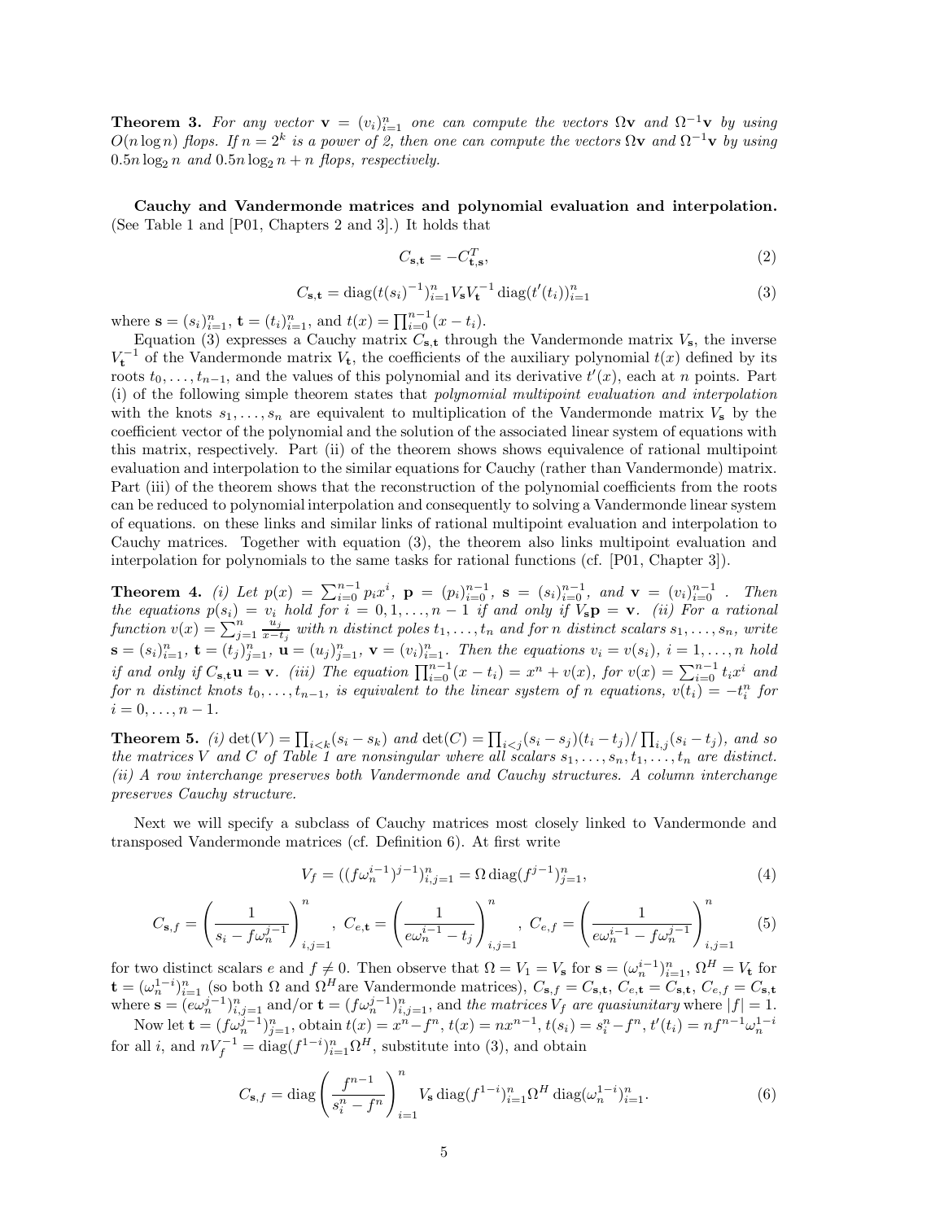**Theorem 3.** *For any vector* $\mathbf{v} = (v_i)_{i=1}^n$ *one can compute the vectors* $\Omega\mathbf{v}$ *and* $\Omega^{-1}\mathbf{v}$ *by using* $O(n \log n)$ *flops. If* $n = 2^k$ *is a power of 2, then one can compute the vectors* $\Omega\mathbf{v}$ *and* $\Omega^{-1}\mathbf{v}$ *by using* $0.5n \log_2 n$ *and* $0.5n \log_2 n + n$ *flops, respectively.*

**Cauchy and Vandermonde matrices and polynomial evaluation and interpolation.** (See Table 1 and [P01, Chapters 2 and 3].) It holds that

$$C_{\mathbf{s},\mathbf{t}} = -C_{\mathbf{t},\mathbf{s}}^T, \tag{2}$$

$$C_{\mathbf{s},\mathbf{t}} = \operatorname{diag}(t(s_i)^{-1})_{i=1}^n V_{\mathbf{s}} V_{\mathbf{t}}^{-1} \operatorname{diag}(t'(t_i))_{i=1}^n \tag{3}$$

where $\mathbf{s} = (s_i)_{i=1}^n$, $\mathbf{t} = (t_i)_{i=1}^n$, and $t(x) = \prod_{i=0}^{n-1}(x - t_i)$.

Equation (3) expresses a Cauchy matrix $C_{\mathbf{s},\mathbf{t}}$ through the Vandermonde matrix $V_{\mathbf{s}}$, the inverse $V_{\mathbf{t}}^{-1}$ of the Vandermonde matrix $V_{\mathbf{t}}$, the coefficients of the auxiliary polynomial $t(x)$ defined by its roots $t_0, \ldots, t_{n-1}$, and the values of this polynomial and its derivative $t'(x)$, each at $n$ points. Part (i) of the following simple theorem states that *polynomial multipoint evaluation and interpolation* with the knots $s_1, \ldots, s_n$ are equivalent to multiplication of the Vandermonde matrix $V_{\mathbf{s}}$ by the coefficient vector of the polynomial and the solution of the associated linear system of equations with this matrix, respectively. Part (ii) of the theorem shows shows equivalence of rational multipoint evaluation and interpolation to the similar equations for Cauchy (rather than Vandermonde) matrix. Part (iii) of the theorem shows that the reconstruction of the polynomial coefficients from the roots can be reduced to polynomial interpolation and consequently to solving a Vandermonde linear system of equations. on these links and similar links of rational multipoint evaluation and interpolation to Cauchy matrices. Together with equation (3), the theorem also links multipoint evaluation and interpolation for polynomials to the same tasks for rational functions (cf. [P01, Chapter 3]).

**Theorem 4.** *(i) Let* $p(x) = \sum_{i=0}^{n-1} p_i x^i$, $\mathbf{p} = (p_i)_{i=0}^{n-1}$, $\mathbf{s} = (s_i)_{i=0}^{n-1}$, *and* $\mathbf{v} = (v_i)_{i=0}^{n-1}$ . *Then the equations* $p(s_i) = v_i$ *hold for* $i = 0, 1, \ldots, n-1$ *if and only if* $V_{\mathbf{s}}\mathbf{p} = \mathbf{v}$. *(ii) For a rational function* $v(x) = \sum_{j=1}^n \frac{u_j}{x - t_j}$ *with* $n$ *distinct poles* $t_1, \ldots, t_n$ *and for* $n$ *distinct scalars* $s_1, \ldots, s_n$, *write* $\mathbf{s} = (s_i)_{i=1}^n$, $\mathbf{t} = (t_j)_{j=1}^n$, $\mathbf{u} = (u_j)_{j=1}^n$, $\mathbf{v} = (v_i)_{i=1}^n$. *Then the equations* $v_i = v(s_i)$, $i = 1, \ldots, n$ *hold if and only if* $C_{\mathbf{s},\mathbf{t}}\mathbf{u} = \mathbf{v}$. *(iii) The equation* $\prod_{i=0}^{n-1}(x - t_i) = x^n + v(x)$, *for* $v(x) = \sum_{i=0}^{n-1} t_i x^i$ *and for* $n$ *distinct knots* $t_0, \ldots, t_{n-1}$, *is equivalent to the linear system of* $n$ *equations,* $v(t_i) = -t_i^n$ *for* $i = 0, \ldots, n-1$.

**Theorem 5.** *(i)* $\det(V) = \prod_{i<k}(s_i - s_k)$ *and* $\det(C) = \prod_{i<j}(s_i - s_j)(t_i - t_j)/\prod_{i,j}(s_i - t_j)$, *and so the matrices* $V$ *and* $C$ *of Table 1 are nonsingular where all scalars* $s_1, \ldots, s_n, t_1, \ldots, t_n$ *are distinct. (ii) A row interchange preserves both Vandermonde and Cauchy structures. A column interchange preserves Cauchy structure.*

Next we will specify a subclass of Cauchy matrices most closely linked to Vandermonde and transposed Vandermonde matrices (cf. Definition 6). At first write

$$V_f = ((f\omega_n^{i-1})^{j-1})_{i,j=1}^n = \Omega \operatorname{diag}(f^{j-1})_{j=1}^n, \tag{4}$$

$$C_{\mathbf{s},f} = \left(\frac{1}{s_i - f\omega_n^{j-1}}\right)_{i,j=1}^n, \ C_{e,\mathbf{t}} = \left(\frac{1}{e\omega_n^{i-1} - t_j}\right)_{i,j=1}^n, \ C_{e,f} = \left(\frac{1}{e\omega_n^{i-1} - f\omega_n^{j-1}}\right)_{i,j=1}^n \tag{5}$$

for two distinct scalars $e$ and $f \neq 0$. Then observe that $\Omega = V_1 = V_{\mathbf{s}}$ for $\mathbf{s} = (\omega_n^{i-1})_{i=1}^n$, $\Omega^H = V_{\mathbf{t}}$ for $\mathbf{t} = (\omega_n^{1-i})_{i=1}^n$ (so both $\Omega$ and $\Omega^H$are Vandermonde matrices), $C_{\mathbf{s},f} = C_{\mathbf{s},\mathbf{t}}$, $C_{e,\mathbf{t}} = C_{\mathbf{s},\mathbf{t}}$, $C_{e,f} = C_{\mathbf{s},\mathbf{t}}$ where $\mathbf{s} = (e\omega_n^{j-1})_{i,j=1}^n$ and/or $\mathbf{t} = (f\omega_n^{j-1})_{i,j=1}^n$, and *the matrices* $V_f$ *are quasiunitary* where $|f| = 1$.

Now let $\mathbf{t} = (f\omega_n^{j-1})_{j=1}^n$, obtain $t(x) = x^n - f^n$, $t(x) = nx^{n-1}$, $t(s_i) = s_i^n - f^n$, $t'(t_i) = nf^{n-1}\omega_n^{1-i}$ for all $i$, and $nV_f^{-1} = \operatorname{diag}(f^{1-i})_{i=1}^n \Omega^H$, substitute into (3), and obtain

$$C_{\mathbf{s},f} = \operatorname{diag}\left(\frac{f^{n-1}}{s_i^n - f^n}\right)_{i=1}^n V_{\mathbf{s}} \operatorname{diag}(f^{1-i})_{i=1}^n \Omega^H \operatorname{diag}(\omega_n^{1-i})_{i=1}^n. \tag{6}$$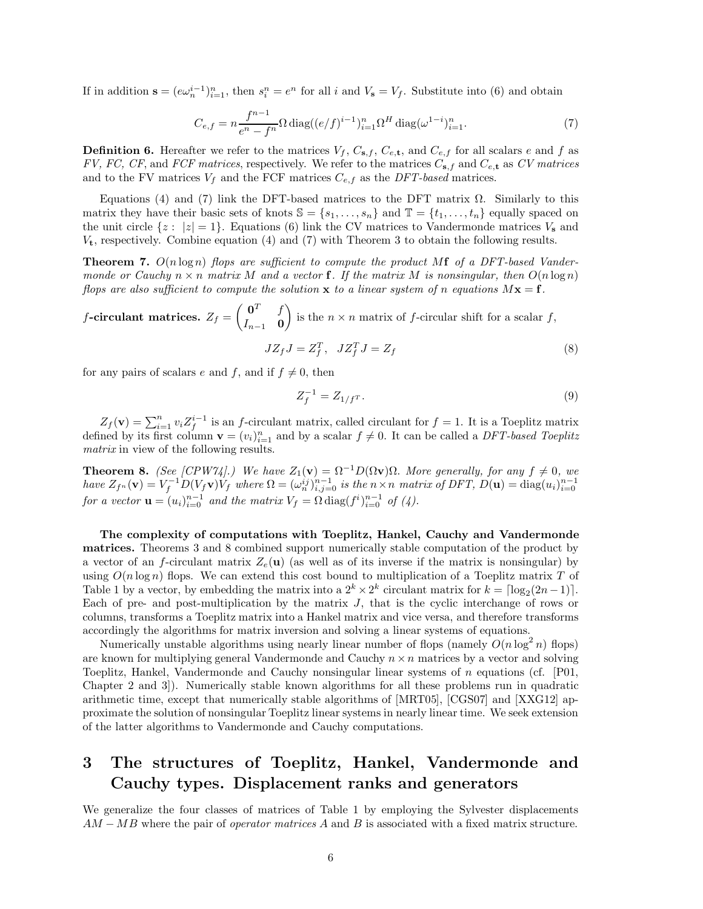If in addition $\mathbf{s} = (e\omega_n^{i-1})_{i=1}^n$, then $s_i^n = e^n$ for all $i$ and $V_{\mathbf{s}} = V_f$. Substitute into (6) and obtain

$$C_{e,f} = n\frac{f^{n-1}}{e^n - f^n}\Omega \operatorname{diag}((e/f)^{i-1})_{i=1}^n \Omega^H \operatorname{diag}(\omega^{1-i})_{i=1}^n. \tag{7}$$

**Definition 6.** Hereafter we refer to the matrices $V_f$, $C_{\mathbf{s},f}$, $C_{e,\mathbf{t}}$, and $C_{e,f}$ for all scalars $e$ and $f$ as *FV, FC, CF*, and *FCF matrices*, respectively. We refer to the matrices $C_{\mathbf{s},f}$ and $C_{e,\mathbf{t}}$ as *CV matrices* and to the FV matrices $V_f$ and the FCF matrices $C_{e,f}$ as the *DFT-based* matrices.

Equations (4) and (7) link the DFT-based matrices to the DFT matrix $\Omega$. Similarly to this matrix they have their basic sets of knots $\mathbb{S} = \{s_1, \ldots, s_n\}$ and $\mathbb{T} = \{t_1, \ldots, t_n\}$ equally spaced on the unit circle $\{z : |z| = 1\}$. Equations (6) link the CV matrices to Vandermonde matrices $V_{\mathbf{s}}$ and $V_{\mathbf{t}}$, respectively. Combine equation (4) and (7) with Theorem 3 to obtain the following results.

**Theorem 7.** *$O(n \log n)$ flops are sufficient to compute the product $M\mathbf{f}$ of a DFT-based Vandermonde or Cauchy $n \times n$ matrix $M$ and a vector $\mathbf{f}$. If the matrix $M$ is nonsingular, then $O(n \log n)$ flops are also sufficient to compute the solution $\mathbf{x}$ to a linear system of $n$ equations $M\mathbf{x} = \mathbf{f}$.*

**$f$-circulant matrices.** $Z_f = \begin{pmatrix} \mathbf{0}^T & f \\ I_{n-1} & \mathbf{0} \end{pmatrix}$ is the $n \times n$ matrix of $f$-circular shift for a scalar $f$,

$$JZ_fJ = Z_f^T, \quad JZ_f^TJ = Z_f \tag{8}$$

for any pairs of scalars $e$ and $f$, and if $f \neq 0$, then

$$Z_f^{-1} = Z_{1/f^T}. \tag{9}$$

$Z_f(\mathbf{v}) = \sum_{i=1}^n v_i Z_f^{i-1}$ is an $f$-circulant matrix, called circulant for $f = 1$. It is a Toeplitz matrix defined by its first column $\mathbf{v} = (v_i)_{i=1}^n$ and by a scalar $f \neq 0$. It can be called a *DFT-based Toeplitz matrix* in view of the following results.

**Theorem 8.** *(See [CPW74].) We have $Z_1(\mathbf{v}) = \Omega^{-1}D(\Omega\mathbf{v})\Omega$. More generally, for any $f \neq 0$, we have $Z_{f^n}(\mathbf{v}) = V_f^{-1}D(V_f\mathbf{v})V_f$ where $\Omega = (\omega_n^{ij})_{i,j=0}^{n-1}$ is the $n \times n$ matrix of DFT, $D(\mathbf{u}) = \operatorname{diag}(u_i)_{i=0}^{n-1}$ for a vector $\mathbf{u} = (u_i)_{i=0}^{n-1}$ and the matrix $V_f = \Omega \operatorname{diag}(f^i)_{i=0}^{n-1}$ of (4).*

**The complexity of computations with Toeplitz, Hankel, Cauchy and Vandermonde matrices.** Theorems 3 and 8 combined support numerically stable computation of the product by a vector of an $f$-circulant matrix $Z_e(\mathbf{u})$ (as well as of its inverse if the matrix is nonsingular) by using $O(n \log n)$ flops. We can extend this cost bound to multiplication of a Toeplitz matrix $T$ of Table 1 by a vector, by embedding the matrix into a $2^k \times 2^k$ circulant matrix for $k = \lceil \log_2(2n-1) \rceil$. Each of pre- and post-multiplication by the matrix $J$, that is the cyclic interchange of rows or columns, transforms a Toeplitz matrix into a Hankel matrix and vice versa, and therefore transforms accordingly the algorithms for matrix inversion and solving a linear systems of equations.

Numerically unstable algorithms using nearly linear number of flops (namely $O(n \log^2 n)$ flops) are known for multiplying general Vandermonde and Cauchy $n \times n$ matrices by a vector and solving Toeplitz, Hankel, Vandermonde and Cauchy nonsingular linear systems of $n$ equations (cf. [P01, Chapter 2 and 3]). Numerically stable known algorithms for all these problems run in quadratic arithmetic time, except that numerically stable algorithms of [MRT05], [CGS07] and [XXG12] approximate the solution of nonsingular Toeplitz linear systems in nearly linear time. We seek extension of the latter algorithms to Vandermonde and Cauchy computations.

# 3 The structures of Toeplitz, Hankel, Vandermonde and Cauchy types. Displacement ranks and generators

We generalize the four classes of matrices of Table 1 by employing the Sylvester displacements $AM - MB$ where the pair of *operator matrices* $A$ and $B$ is associated with a fixed matrix structure.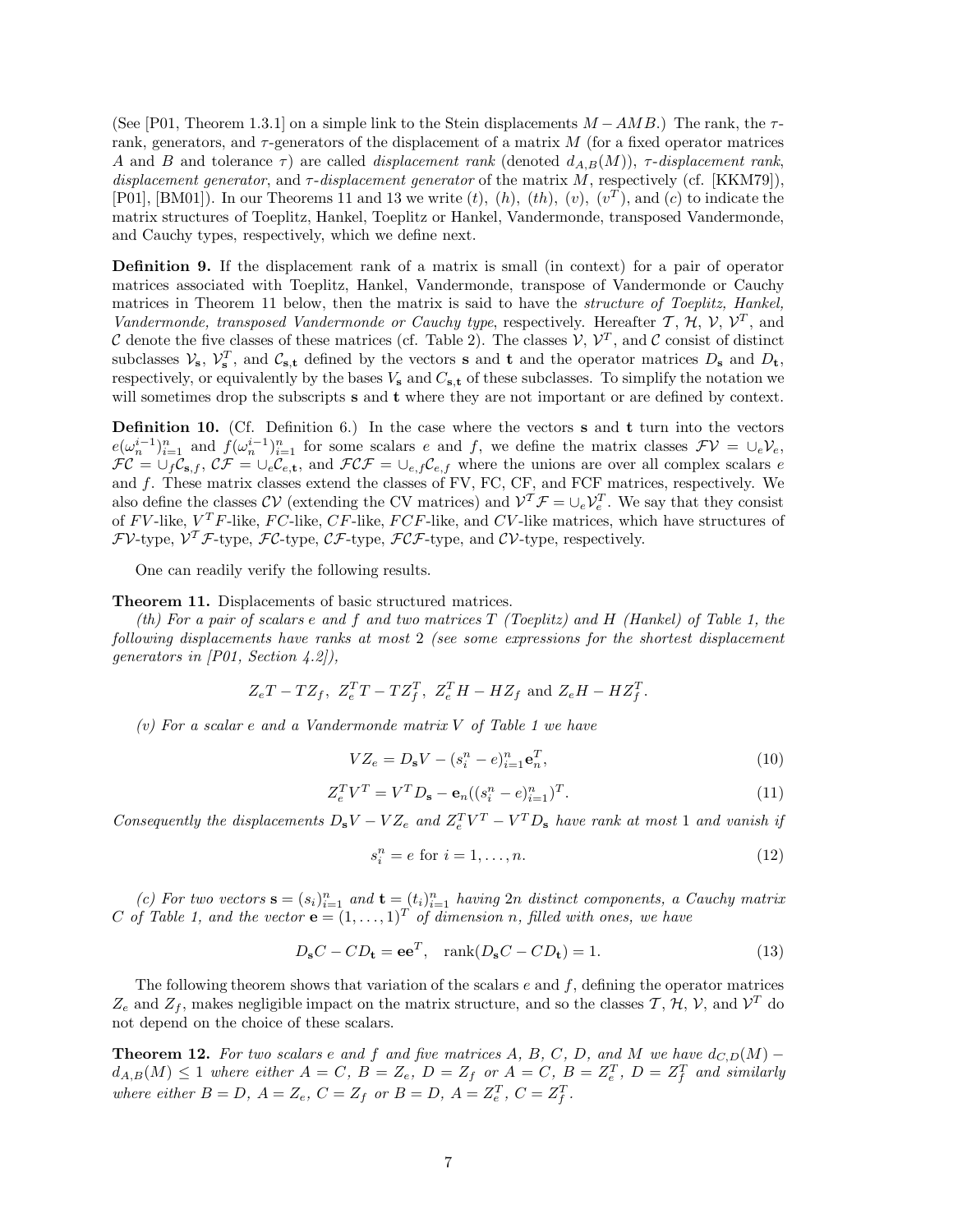(See [P01, Theorem 1.3.1] on a simple link to the Stein displacements $M - AMB$.) The rank, the $\tau$-rank, generators, and $\tau$-generators of the displacement of a matrix $M$ (for a fixed operator matrices $A$ and $B$ and tolerance $\tau$) are called *displacement rank* (denoted $d_{A,B}(M)$), *$\tau$-displacement rank*, *displacement generator*, and *$\tau$-displacement generator* of the matrix $M$, respectively (cf. [KKM79]), [P01], [BM01]). In our Theorems 11 and 13 we write $(t)$, $(h)$, $(th)$, $(v)$, $(v^T)$, and $(c)$ to indicate the matrix structures of Toeplitz, Hankel, Toeplitz or Hankel, Vandermonde, transposed Vandermonde, and Cauchy types, respectively, which we define next.

**Definition 9.** If the displacement rank of a matrix is small (in context) for a pair of operator matrices associated with Toeplitz, Hankel, Vandermonde, transpose of Vandermonde or Cauchy matrices in Theorem 11 below, then the matrix is said to have the *structure of Toeplitz, Hankel, Vandermonde, transposed Vandermonde or Cauchy type*, respectively. Hereafter $\mathcal{T}$, $\mathcal{H}$, $\mathcal{V}$, $\mathcal{V}^T$, and $\mathcal{C}$ denote the five classes of these matrices (cf. Table 2). The classes $\mathcal{V}$, $\mathcal{V}^T$, and $\mathcal{C}$ consist of distinct subclasses $\mathcal{V}_{\mathbf{s}}$, $\mathcal{V}_{\mathbf{s}}^T$, and $\mathcal{C}_{\mathbf{s},\mathbf{t}}$ defined by the vectors $\mathbf{s}$ and $\mathbf{t}$ and the operator matrices $D_{\mathbf{s}}$ and $D_{\mathbf{t}}$, respectively, or equivalently by the bases $V_{\mathbf{s}}$ and $C_{\mathbf{s},\mathbf{t}}$ of these subclasses. To simplify the notation we will sometimes drop the subscripts $\mathbf{s}$ and $\mathbf{t}$ where they are not important or are defined by context.

**Definition 10.** (Cf. Definition 6.) In the case where the vectors $\mathbf{s}$ and $\mathbf{t}$ turn into the vectors $e(\omega_n^{i-1})_{i=1}^n$ and $f(\omega_n^{i-1})_{i=1}^n$ for some scalars $e$ and $f$, we define the matrix classes $\mathcal{FV} = \cup_e \mathcal{V}_e$, $\mathcal{FC} = \cup_f \mathcal{C}_{\mathbf{s},f}$, $\mathcal{CF} = \cup_e \mathcal{C}_{e,\mathbf{t}}$, and $\mathcal{FCF} = \cup_{e,f} \mathcal{C}_{e,f}$ where the unions are over all complex scalars $e$ and $f$. These matrix classes extend the classes of FV, FC, CF, and FCF matrices, respectively. We also define the classes $\mathcal{CV}$ (extending the CV matrices) and $\mathcal{V}^T\mathcal{F} = \cup_e \mathcal{V}_e^T$. We say that they consist of $FV$-like, $V^TF$-like, $FC$-like, $CF$-like, $FCF$-like, and $CV$-like matrices, which have structures of $\mathcal{FV}$-type, $\mathcal{V}^T\mathcal{F}$-type, $\mathcal{FC}$-type, $\mathcal{CF}$-type, $\mathcal{FCF}$-type, and $\mathcal{CV}$-type, respectively.

One can readily verify the following results.

**Theorem 11.** Displacements of basic structured matrices.

*(th) For a pair of scalars $e$ and $f$ and two matrices $T$ (Toeplitz) and $H$ (Hankel) of Table 1, the following displacements have ranks at most 2 (see some expressions for the shortest displacement generators in [P01, Section 4.2]),*

$$Z_e T - T Z_f, \; Z_e^T T - T Z_f^T, \; Z_e^T H - H Z_f \text{ and } Z_e H - H Z_f^T.$$

*(v) For a scalar $e$ and a Vandermonde matrix $V$ of Table 1 we have*

$$V Z_e = D_{\mathbf{s}} V - (s_i^n - e)_{i=1}^n \mathbf{e}_n^T, \tag{10}$$

$$Z_e^T V^T = V^T D_{\mathbf{s}} - \mathbf{e}_n ((s_i^n - e)_{i=1}^n)^T. \tag{11}$$

*Consequently the displacements $D_{\mathbf{s}} V - V Z_e$ and $Z_e^T V^T - V^T D_{\mathbf{s}}$ have rank at most 1 and vanish if*

$$s_i^n = e \text{ for } i = 1, \ldots, n. \tag{12}$$

*(c) For two vectors $\mathbf{s} = (s_i)_{i=1}^n$ and $\mathbf{t} = (t_i)_{i=1}^n$ having $2n$ distinct components, a Cauchy matrix $C$ of Table 1, and the vector $\mathbf{e} = (1, \ldots, 1)^T$ of dimension $n$, filled with ones, we have*

$$D_{\mathbf{s}} C - C D_{\mathbf{t}} = \mathbf{e}\mathbf{e}^T, \quad \text{rank}(D_{\mathbf{s}} C - C D_{\mathbf{t}}) = 1. \tag{13}$$

The following theorem shows that variation of the scalars $e$ and $f$, defining the operator matrices $Z_e$ and $Z_f$, makes negligible impact on the matrix structure, and so the classes $\mathcal{T}$, $\mathcal{H}$, $\mathcal{V}$, and $\mathcal{V}^T$ do not depend on the choice of these scalars.

**Theorem 12.** *For two scalars $e$ and $f$ and five matrices $A$, $B$, $C$, $D$, and $M$ we have $d_{C,D}(M) - d_{A,B}(M) \leq 1$ where either $A = C$, $B = Z_e$, $D = Z_f$ or $A = C$, $B = Z_e^T$, $D = Z_f^T$ and similarly where either $B = D$, $A = Z_e$, $C = Z_f$ or $B = D$, $A = Z_e^T$, $C = Z_f^T$.*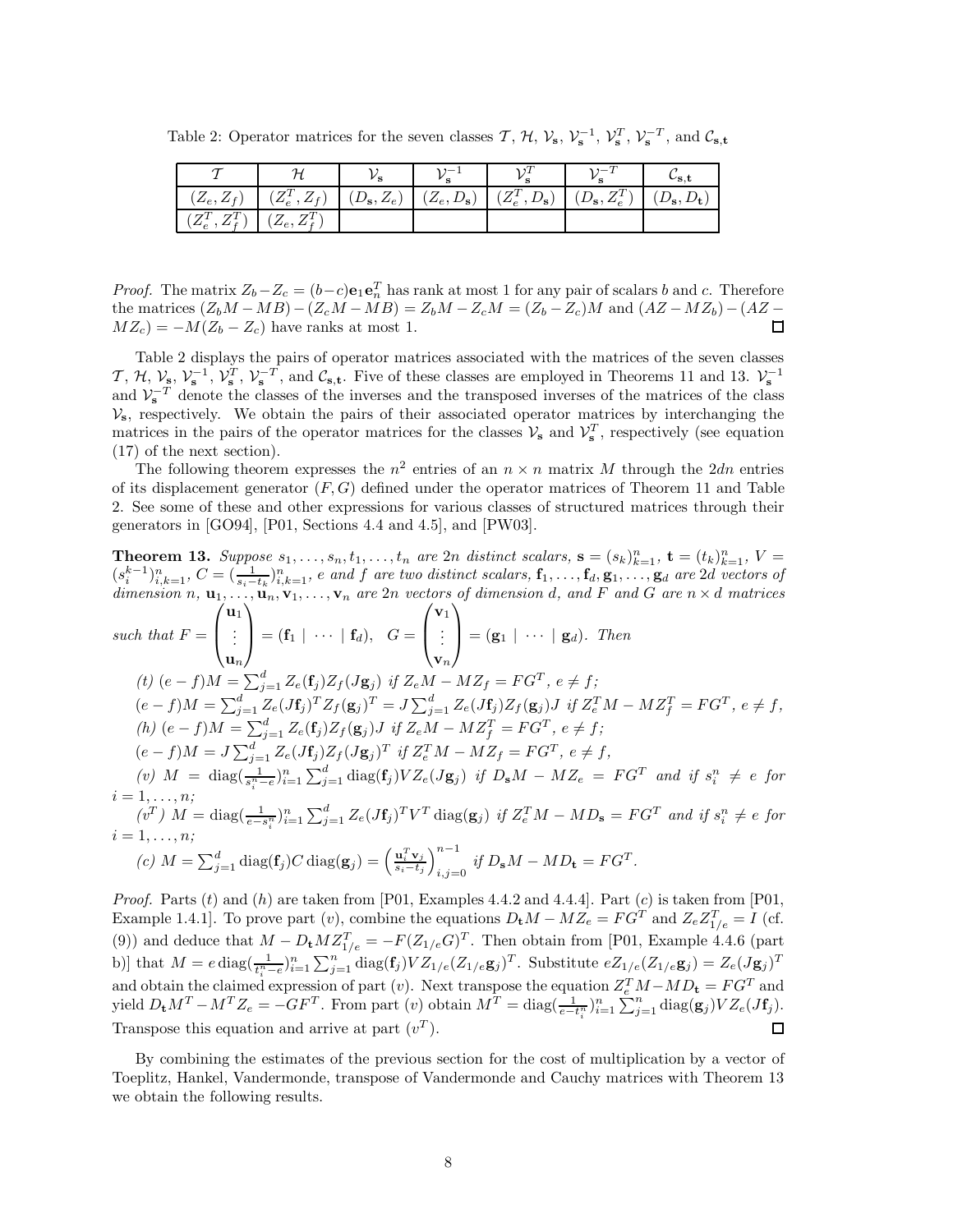Table 2: Operator matrices for the seven classes $\mathcal{T}$, $\mathcal{H}$, $\mathcal{V}_{\mathbf{s}}$, $\mathcal{V}_{\mathbf{s}}^{-1}$, $\mathcal{V}_{\mathbf{s}}^{T}$, $\mathcal{V}_{\mathbf{s}}^{-T}$, and $\mathcal{C}_{\mathbf{s},\mathbf{t}}$

| $\mathcal{T}$ | $\mathcal{H}$ | $\mathcal{V}_{\mathbf{s}}$ | $\mathcal{V}_{\mathbf{s}}^{-1}$ | $\mathcal{V}_{\mathbf{s}}^{T}$ | $\mathcal{V}_{\mathbf{s}}^{-T}$ | $\mathcal{C}_{\mathbf{s},\mathbf{t}}$ |
|---|---|---|---|---|---|---|
| $(Z_e, Z_f)$ | $(Z_e^T, Z_f)$ | $(D_{\mathbf{s}}, Z_e)$ | $(Z_e, D_{\mathbf{s}})$ | $(Z_e^T, D_{\mathbf{s}})$ | $(D_{\mathbf{s}}, Z_e^T)$ | $(D_{\mathbf{s}}, D_{\mathbf{t}})$ |
| $(Z_e^T, Z_f^T)$ | $(Z_e, Z_f^T)$ | | | | | |

*Proof.* The matrix $Z_b - Z_c = (b-c)\mathbf{e}_1\mathbf{e}_n^T$ has rank at most 1 for any pair of scalars $b$ and $c$. Therefore the matrices $(Z_bM - MB) - (Z_cM - MB) = Z_bM - Z_cM = (Z_b - Z_c)M$ and $(AZ - MZ_b) - (AZ - MZ_c) = -M(Z_b - Z_c)$ have ranks at most 1. ◻

Table 2 displays the pairs of operator matrices associated with the matrices of the seven classes $\mathcal{T}$, $\mathcal{H}$, $\mathcal{V}_{\mathbf{s}}$, $\mathcal{V}_{\mathbf{s}}^{-1}$, $\mathcal{V}_{\mathbf{s}}^{T}$, $\mathcal{V}_{\mathbf{s}}^{-T}$, and $\mathcal{C}_{\mathbf{s},\mathbf{t}}$. Five of these classes are employed in Theorems 11 and 13. $\mathcal{V}_{\mathbf{s}}^{-1}$ and $\mathcal{V}_{\mathbf{s}}^{-T}$ denote the classes of the inverses and the transposed inverses of the matrices of the class $\mathcal{V}_{\mathbf{s}}$, respectively. We obtain the pairs of their associated operator matrices by interchanging the matrices in the pairs of the operator matrices for the classes $\mathcal{V}_{\mathbf{s}}$ and $\mathcal{V}_{\mathbf{s}}^{T}$, respectively (see equation (17) of the next section).

The following theorem expresses the $n^2$ entries of an $n \times n$ matrix $M$ through the $2dn$ entries of its displacement generator $(F, G)$ defined under the operator matrices of Theorem 11 and Table 2. See some of these and other expressions for various classes of structured matrices through their generators in [GO94], [P01, Sections 4.4 and 4.5], and [PW03].

**Theorem 13.** *Suppose $s_1, \dots, s_n, t_1, \dots, t_n$ are $2n$ distinct scalars, $\mathbf{s} = (s_k)_{k=1}^n$, $\mathbf{t} = (t_k)_{k=1}^n$, $V = (s_i^{k-1})_{i,k=1}^n$, $C = (\frac{1}{s_i - t_k})_{i,k=1}^n$, $e$ and $f$ are two distinct scalars, $\mathbf{f}_1, \dots, \mathbf{f}_d, \mathbf{g}_1, \dots, \mathbf{g}_d$ are $2d$ vectors of dimension $n$, $\mathbf{u}_1, \dots, \mathbf{u}_n, \mathbf{v}_1, \dots, \mathbf{v}_n$ are $2n$ vectors of dimension $d$, and $F$ and $G$ are $n \times d$ matrices such that* $F = \begin{pmatrix} \mathbf{u}_1 \\ \vdots \\ \mathbf{u}_n \end{pmatrix} = (\mathbf{f}_1 \mid \cdots \mid \mathbf{f}_d)$, $G = \begin{pmatrix} \mathbf{v}_1 \\ \vdots \\ \mathbf{v}_n \end{pmatrix} = (\mathbf{g}_1 \mid \cdots \mid \mathbf{g}_d)$. *Then*

*(t)* $(e-f)M = \sum_{j=1}^d Z_e(\mathbf{f}_j)Z_f(J\mathbf{g}_j)$ *if* $Z_eM - MZ_f = FG^T$, $e \neq f$;

$(e-f)M = \sum_{j=1}^d Z_e(J\mathbf{f}_j)^T Z_f(\mathbf{g}_j)^T = J\sum_{j=1}^d Z_e(J\mathbf{f}_j)Z_f(\mathbf{g}_j)J$ *if* $Z_e^TM - MZ_f^T = FG^T$, $e \neq f$,

*(h)* $(e-f)M = \sum_{j=1}^d Z_e(\mathbf{f}_j)Z_f(\mathbf{g}_j)J$ *if* $Z_eM - MZ_f^T = FG^T$, $e \neq f$;

$(e-f)M = J\sum_{j=1}^d Z_e(J\mathbf{f}_j)Z_f(J\mathbf{g}_j)^T$ *if* $Z_e^TM - MZ_f = FG^T$, $e \neq f$,

*(v)* $M = \operatorname{diag}(\frac{1}{s_i^n - e})_{i=1}^n \sum_{j=1}^d \operatorname{diag}(\mathbf{f}_j)VZ_e(J\mathbf{g}_j)$ *if* $D_{\mathbf{s}}M - MZ_e = FG^T$ *and if* $s_i^n \neq e$ *for* $i = 1, \dots, n$;

*($v^T$)* $M = \operatorname{diag}(\frac{1}{e - s_i^n})_{i=1}^n \sum_{j=1}^d Z_e(J\mathbf{f}_j)^T V^T \operatorname{diag}(\mathbf{g}_j)$ *if* $Z_e^TM - MD_{\mathbf{s}} = FG^T$ *and if* $s_i^n \neq e$ *for* $i = 1, \dots, n$;

*(c)* $M = \sum_{j=1}^d \operatorname{diag}(\mathbf{f}_j)C\operatorname{diag}(\mathbf{g}_j) = \left(\frac{\mathbf{u}_i^T\mathbf{v}_j}{s_i - t_j}\right)_{i,j=0}^{n-1}$ *if* $D_{\mathbf{s}}M - MD_{\mathbf{t}} = FG^T$.

*Proof.* Parts $(t)$ and $(h)$ are taken from [P01, Examples 4.4.2 and 4.4.4]. Part $(c)$ is taken from [P01, Example 1.4.1]. To prove part $(v)$, combine the equations $D_{\mathbf{t}}M - MZ_e = FG^T$ and $Z_eZ_{1/e}^T = I$ (cf. (9)) and deduce that $M - D_{\mathbf{t}}MZ_{1/e}^T = -F(Z_{1/e}G)^T$. Then obtain from [P01, Example 4.4.6 (part b)] that $M = e\operatorname{diag}(\frac{1}{t_i^n - e})_{i=1}^n \sum_{j=1}^n \operatorname{diag}(\mathbf{f}_j)VZ_{1/e}(Z_{1/e}\mathbf{g}_j)^T$. Substitute $eZ_{1/e}(Z_{1/e}\mathbf{g}_j) = Z_e(J\mathbf{g}_j)^T$ and obtain the claimed expression of part $(v)$. Next transpose the equation $Z_e^TM - MD_{\mathbf{t}} = FG^T$ and yield $D_{\mathbf{t}}M^T - M^TZ_e = -GF^T$. From part $(v)$ obtain $M^T = \operatorname{diag}(\frac{1}{e - t_i^n})_{i=1}^n \sum_{j=1}^n \operatorname{diag}(\mathbf{g}_j)VZ_e(J\mathbf{f}_j)$. Transpose this equation and arrive at part $(v^T)$. ◻

By combining the estimates of the previous section for the cost of multiplication by a vector of Toeplitz, Hankel, Vandermonde, transpose of Vandermonde and Cauchy matrices with Theorem 13 we obtain the following results.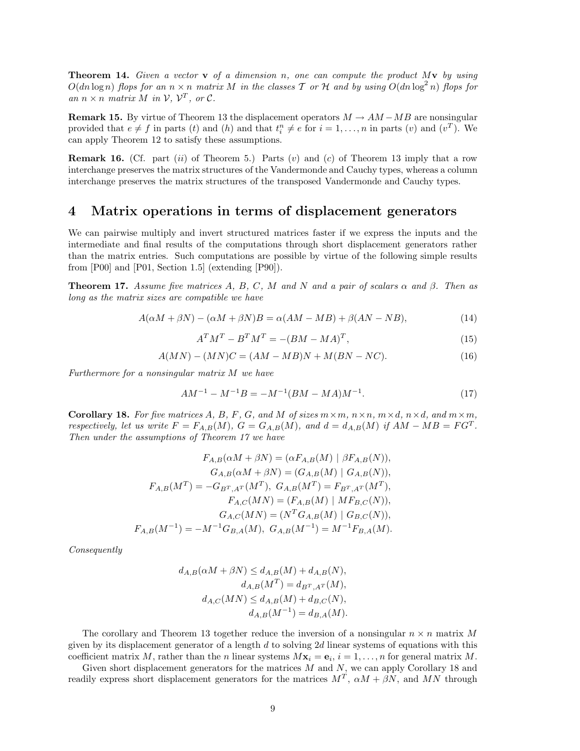**Theorem 14.** *Given a vector* $\mathbf{v}$ *of a dimension* $n$*, one can compute the product* $M\mathbf{v}$ *by using* $O(dn \log n)$ *flops for an* $n \times n$ *matrix* $M$ *in the classes* $\mathcal{T}$ *or* $\mathcal{H}$ *and by using* $O(dn \log^2 n)$ *flops for an* $n \times n$ *matrix* $M$ *in* $\mathcal{V}$*,* $\mathcal{V}^T$*, or* $\mathcal{C}$*.*

**Remark 15.** By virtue of Theorem 13 the displacement operators $M \to AM - MB$ are nonsingular provided that $e \neq f$ in parts $(t)$ and $(h)$ and that $t_i^n \neq e$ for $i = 1, \ldots, n$ in parts $(v)$ and $(v^T)$. We can apply Theorem 12 to satisfy these assumptions.

**Remark 16.** (Cf. part $(ii)$ of Theorem 5.) Parts $(v)$ and $(c)$ of Theorem 13 imply that a row interchange preserves the matrix structures of the Vandermonde and Cauchy types, whereas a column interchange preserves the matrix structures of the transposed Vandermonde and Cauchy types.

# 4 Matrix operations in terms of displacement generators

We can pairwise multiply and invert structured matrices faster if we express the inputs and the intermediate and final results of the computations through short displacement generators rather than the matrix entries. Such computations are possible by virtue of the following simple results from [P00] and [P01, Section 1.5] (extending [P90]).

**Theorem 17.** *Assume five matrices* $A$*,* $B$*,* $C$*,* $M$ *and* $N$ *and a pair of scalars* $\alpha$ *and* $\beta$*. Then as long as the matrix sizes are compatible we have*

$$A(\alpha M + \beta N) - (\alpha M + \beta N)B = \alpha(AM - MB) + \beta(AN - NB), \tag{14}$$

$$A^T M^T - B^T M^T = -(BM - MA)^T, \tag{15}$$

$$A(MN) - (MN)C = (AM - MB)N + M(BN - NC). \tag{16}$$

*Furthermore for a nonsingular matrix* $M$ *we have*

$$AM^{-1} - M^{-1}B = -M^{-1}(BM - MA)M^{-1}. \tag{17}$$

**Corollary 18.** *For five matrices* $A$*,* $B$*,* $F$*,* $G$*, and* $M$ *of sizes* $m \times m$*,* $n \times n$*,* $m \times d$*,* $n \times d$*, and* $m \times m$*, respectively, let us write* $F = F_{A,B}(M)$*,* $G = G_{A,B}(M)$*, and* $d = d_{A,B}(M)$ *if* $AM - MB = FG^T$*. Then under the assumptions of Theorem 17 we have*

$$
\begin{aligned}
F_{A,B}(\alpha M + \beta N) &= (\alpha F_{A,B}(M) \mid \beta F_{A,B}(N)),\\
G_{A,B}(\alpha M + \beta N) &= (G_{A,B}(M) \mid G_{A,B}(N)),\\
F_{A,B}(M^T) = -G_{B^T,A^T}(M^T),\ & G_{A,B}(M^T) = F_{B^T,A^T}(M^T),\\
F_{A,C}(MN) &= (F_{A,B}(M) \mid MF_{B,C}(N)),\\
G_{A,C}(MN) &= (N^T G_{A,B}(M) \mid G_{B,C}(N)),\\
F_{A,B}(M^{-1}) = -M^{-1}G_{B,A}(M),\ & G_{A,B}(M^{-1}) = M^{-1}F_{B,A}(M).
\end{aligned}
$$

*Consequently*

$$
\begin{aligned}
d_{A,B}(\alpha M + \beta N) &\leq d_{A,B}(M) + d_{A,B}(N),\\
d_{A,B}(M^T) &= d_{B^T,A^T}(M),\\
d_{A,C}(MN) &\leq d_{A,B}(M) + d_{B,C}(N),\\
d_{A,B}(M^{-1}) &= d_{B,A}(M).
\end{aligned}
$$

The corollary and Theorem 13 together reduce the inversion of a nonsingular $n \times n$ matrix $M$ given by its displacement generator of a length $d$ to solving $2d$ linear systems of equations with this coefficient matrix $M$, rather than the $n$ linear systems $M\mathbf{x}_i = \mathbf{e}_i$, $i = 1, \ldots, n$ for general matrix $M$.

Given short displacement generators for the matrices $M$ and $N$, we can apply Corollary 18 and readily express short displacement generators for the matrices $M^T$, $\alpha M + \beta N$, and $MN$ through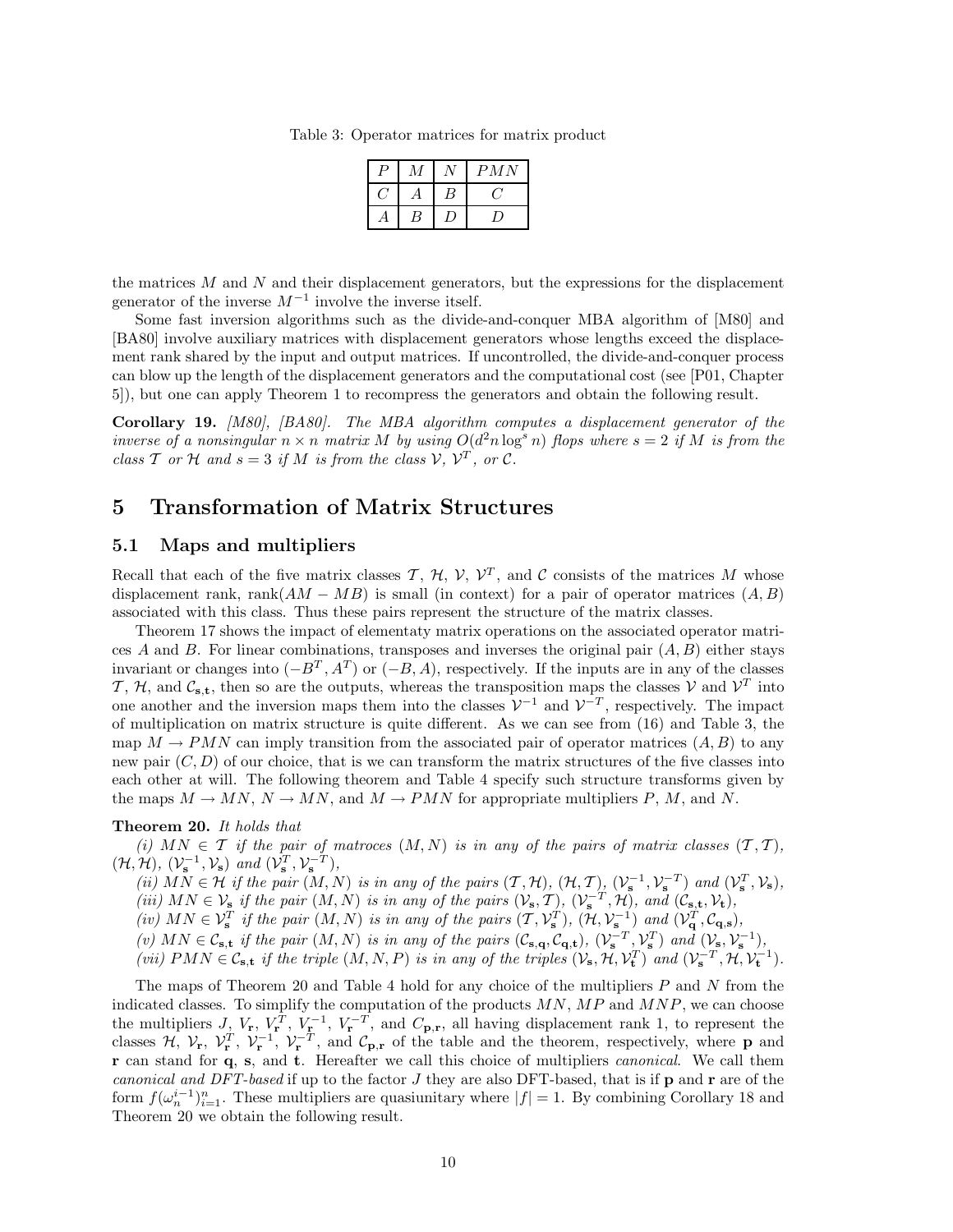Table 3: Operator matrices for matrix product

| $P$ | $M$ | $N$ | $PMN$ |
|---|---|---|---|
| $C$ | $A$ | $B$ | $C$ |
| $A$ | $B$ | $D$ | $D$ |

the matrices $M$ and $N$ and their displacement generators, but the expressions for the displacement generator of the inverse $M^{-1}$ involve the inverse itself.

Some fast inversion algorithms such as the divide-and-conquer MBA algorithm of [M80] and [BA80] involve auxiliary matrices with displacement generators whose lengths exceed the displacement rank shared by the input and output matrices. If uncontrolled, the divide-and-conquer process can blow up the length of the displacement generators and the computational cost (see [P01, Chapter 5]), but one can apply Theorem 1 to recompress the generators and obtain the following result.

**Corollary 19.** *[M80], [BA80]. The MBA algorithm computes a displacement generator of the inverse of a nonsingular $n \times n$ matrix $M$ by using $O(d^2 n \log^s n)$ flops where $s = 2$ if $M$ is from the class $\mathcal{T}$ or $\mathcal{H}$ and $s = 3$ if $M$ is from the class $\mathcal{V}$, $\mathcal{V}^T$, or $\mathcal{C}$.*

# 5 Transformation of Matrix Structures

## 5.1 Maps and multipliers

Recall that each of the five matrix classes $\mathcal{T}$, $\mathcal{H}$, $\mathcal{V}$, $\mathcal{V}^T$, and $\mathcal{C}$ consists of the matrices $M$ whose displacement rank, rank$(AM - MB)$ is small (in context) for a pair of operator matrices $(A, B)$ associated with this class. Thus these pairs represent the structure of the matrix classes.

Theorem 17 shows the impact of elementaty matrix operations on the associated operator matrices $A$ and $B$. For linear combinations, transposes and inverses the original pair $(A, B)$ either stays invariant or changes into $(-B^T, A^T)$ or $(-B, A)$, respectively. If the inputs are in any of the classes $\mathcal{T}$, $\mathcal{H}$, and $\mathcal{C}_{\mathbf{s},\mathbf{t}}$, then so are the outputs, whereas the transposition maps the classes $\mathcal{V}$ and $\mathcal{V}^T$ into one another and the inversion maps them into the classes $\mathcal{V}^{-1}$ and $\mathcal{V}^{-T}$, respectively. The impact of multiplication on matrix structure is quite different. As we can see from (16) and Table 3, the map $M \rightarrow PMN$ can imply transition from the associated pair of operator matrices $(A, B)$ to any new pair $(C, D)$ of our choice, that is we can transform the matrix structures of the five classes into each other at will. The following theorem and Table 4 specify such structure transforms given by the maps $M \rightarrow MN$, $N \rightarrow MN$, and $M \rightarrow PMN$ for appropriate multipliers $P$, $M$, and $N$.

**Theorem 20.** *It holds that*

*(i) $MN \in \mathcal{T}$ if the pair of matroces $(M, N)$ is in any of the pairs of matrix classes $(\mathcal{T}, \mathcal{T})$, $(\mathcal{H}, \mathcal{H})$, $(\mathcal{V}_{\mathbf{s}}^{-1}, \mathcal{V}_{\mathbf{s}})$ and $(\mathcal{V}_{\mathbf{s}}^T, \mathcal{V}_{\mathbf{s}}^{-T})$,*

*(ii) $MN \in \mathcal{H}$ if the pair $(M, N)$ is in any of the pairs $(\mathcal{T}, \mathcal{H})$, $(\mathcal{H}, \mathcal{T})$, $(\mathcal{V}_{\mathbf{s}}^{-1}, \mathcal{V}_{\mathbf{s}}^{-T})$ and $(\mathcal{V}_{\mathbf{s}}^T, \mathcal{V}_{\mathbf{s}})$,*

*(iii) $MN \in \mathcal{V}_{\mathbf{s}}$ if the pair $(M, N)$ is in any of the pairs $(\mathcal{V}_{\mathbf{s}}, \mathcal{T})$, $(\mathcal{V}_{\mathbf{s}}^{-T}, \mathcal{H})$, and $(\mathcal{C}_{\mathbf{s},\mathbf{t}}, \mathcal{V}_{\mathbf{t}})$,*

*(iv) $MN \in \mathcal{V}_{\mathbf{s}}^T$ if the pair $(M, N)$ is in any of the pairs $(\mathcal{T}, \mathcal{V}_{\mathbf{s}}^T)$, $(\mathcal{H}, \mathcal{V}_{\mathbf{s}}^{-1})$ and $(\mathcal{V}_{\mathbf{q}}^T, \mathcal{C}_{\mathbf{q},\mathbf{s}})$,*

*(v) $MN \in \mathcal{C}_{\mathbf{s},\mathbf{t}}$ if the pair $(M, N)$ is in any of the pairs $(\mathcal{C}_{\mathbf{s},\mathbf{q}}, \mathcal{C}_{\mathbf{q},\mathbf{t}})$, $(\mathcal{V}_{\mathbf{s}}^{-T}, \mathcal{V}_{\mathbf{s}}^T)$ and $(\mathcal{V}_{\mathbf{s}}, \mathcal{V}_{\mathbf{s}}^{-1})$,*

*(vii) $PMN \in \mathcal{C}_{\mathbf{s},\mathbf{t}}$ if the triple $(M, N, P)$ is in any of the triples $(\mathcal{V}_{\mathbf{s}}, \mathcal{H}, \mathcal{V}_{\mathbf{t}}^T)$ and $(\mathcal{V}_{\mathbf{s}}^{-T}, \mathcal{H}, \mathcal{V}_{\mathbf{t}}^{-1})$.*

The maps of Theorem 20 and Table 4 hold for any choice of the multipliers $P$ and $N$ from the indicated classes. To simplify the computation of the products $MN$, $MP$ and $MNP$, we can choose the multipliers $J$, $V_{\mathbf{r}}$, $V_{\mathbf{r}}^T$, $V_{\mathbf{r}}^{-1}$, $V_{\mathbf{r}}^{-T}$, and $C_{\mathbf{p},\mathbf{r}}$, all having displacement rank 1, to represent the classes $\mathcal{H}$, $\mathcal{V}_{\mathbf{r}}$, $\mathcal{V}_{\mathbf{r}}^T$, $\mathcal{V}_{\mathbf{r}}^{-1}$, $\mathcal{V}_{\mathbf{r}}^{-T}$, and $\mathcal{C}_{\mathbf{p},\mathbf{r}}$ of the table and the theorem, respectively, where $\mathbf{p}$ and $\mathbf{r}$ can stand for $\mathbf{q}$, $\mathbf{s}$, and $\mathbf{t}$. Hereafter we call this choice of multipliers *canonical*. We call them *canonical and DFT-based* if up to the factor $J$ they are also DFT-based, that is if $\mathbf{p}$ and $\mathbf{r}$ are of the form $f(\omega_n^{i-1})_{i=1}^n$. These multipliers are quasiunitary where $|f| = 1$. By combining Corollary 18 and Theorem 20 we obtain the following result.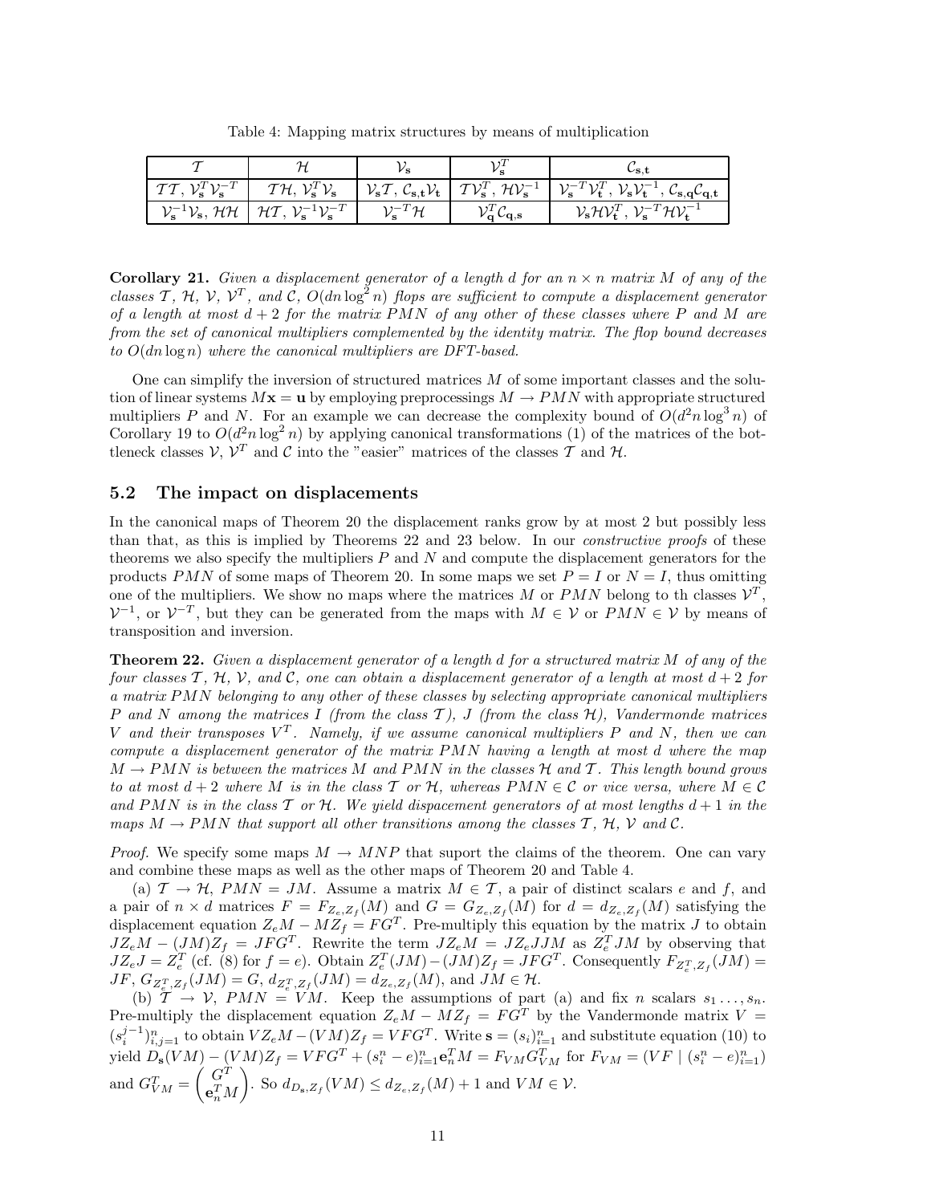Table 4: Mapping matrix structures by means of multiplication

| $\mathcal{T}$ | $\mathcal{H}$ | $\mathcal{V}_{\mathbf{s}}$ | $\mathcal{V}_{\mathbf{s}}^T$ | $\mathcal{C}_{\mathbf{s},\mathbf{t}}$ |
|---|---|---|---|---|
| $\mathcal{T}\mathcal{T}$, $\mathcal{V}_{\mathbf{s}}^T\mathcal{V}_{\mathbf{s}}^{-T}$ | $\mathcal{T}\mathcal{H}$, $\mathcal{V}_{\mathbf{s}}^T\mathcal{V}_{\mathbf{s}}$ | $\mathcal{V}_{\mathbf{s}}\mathcal{T}$, $\mathcal{C}_{\mathbf{s},\mathbf{t}}\mathcal{V}_{\mathbf{t}}$ | $\mathcal{T}\mathcal{V}_{\mathbf{s}}^T$, $\mathcal{H}\mathcal{V}_{\mathbf{s}}^{-1}$ | $\mathcal{V}_{\mathbf{s}}^{-T}\mathcal{V}_{\mathbf{t}}^T$, $\mathcal{V}_{\mathbf{s}}\mathcal{V}_{\mathbf{t}}^{-1}$, $\mathcal{C}_{\mathbf{s},\mathbf{q}}\mathcal{C}_{\mathbf{q},\mathbf{t}}$ |
| $\mathcal{V}_{\mathbf{s}}^{-1}\mathcal{V}_{\mathbf{s}}$, $\mathcal{H}\mathcal{H}$ | $\mathcal{H}\mathcal{T}$, $\mathcal{V}_{\mathbf{s}}^{-1}\mathcal{V}_{\mathbf{s}}^{-T}$ | $\mathcal{V}_{\mathbf{s}}^{-T}\mathcal{H}$ | $\mathcal{V}_{\mathbf{q}}^T\mathcal{C}_{\mathbf{q},\mathbf{s}}$ | $\mathcal{V}_{\mathbf{s}}\mathcal{H}\mathcal{V}_{\mathbf{t}}^T$, $\mathcal{V}_{\mathbf{s}}^{-T}\mathcal{H}\mathcal{V}_{\mathbf{t}}^{-1}$ |

**Corollary 21.** *Given a displacement generator of a length $d$ for an $n \times n$ matrix $M$ of any of the classes $\mathcal{T}$, $\mathcal{H}$, $\mathcal{V}$, $\mathcal{V}^T$, and $\mathcal{C}$, $O(dn\log^2 n)$ flops are sufficient to compute a displacement generator of a length at most $d+2$ for the matrix $PMN$ of any other of these classes where $P$ and $M$ are from the set of canonical multipliers complemented by the identity matrix. The flop bound decreases to $O(dn\log n)$ where the canonical multipliers are DFT-based.*

One can simplify the inversion of structured matrices $M$ of some important classes and the solution of linear systems $M\mathbf{x} = \mathbf{u}$ by employing preprocessings $M \to PMN$ with appropriate structured multipliers $P$ and $N$. For an example we can decrease the complexity bound of $O(d^2n\log^3 n)$ of Corollary 19 to $O(d^2n\log^2 n)$ by applying canonical transformations (1) of the matrices of the bottleneck classes $\mathcal{V}$, $\mathcal{V}^T$ and $\mathcal{C}$ into the "easier" matrices of the classes $\mathcal{T}$ and $\mathcal{H}$.

## 5.2 The impact on displacements

In the canonical maps of Theorem 20 the displacement ranks grow by at most 2 but possibly less than that, as this is implied by Theorems 22 and 23 below. In our *constructive proofs* of these theorems we also specify the multipliers $P$ and $N$ and compute the displacement generators for the products $PMN$ of some maps of Theorem 20. In some maps we set $P = I$ or $N = I$, thus omitting one of the multipliers. We show no maps where the matrices $M$ or $PMN$ belong to th classes $\mathcal{V}^T$, $\mathcal{V}^{-1}$, or $\mathcal{V}^{-T}$, but they can be generated from the maps with $M \in \mathcal{V}$ or $PMN \in \mathcal{V}$ by means of transposition and inversion.

**Theorem 22.** *Given a displacement generator of a length $d$ for a structured matrix $M$ of any of the four classes $\mathcal{T}$, $\mathcal{H}$, $\mathcal{V}$, and $\mathcal{C}$, one can obtain a displacement generator of a length at most $d+2$ for a matrix $PMN$ belonging to any other of these classes by selecting appropriate canonical multipliers $P$ and $N$ among the matrices $I$ (from the class $\mathcal{T}$), $J$ (from the class $\mathcal{H}$), Vandermonde matrices $V$ and their transposes $V^T$. Namely, if we assume canonical multipliers $P$ and $N$, then we can compute a displacement generator of the matrix $PMN$ having a length at most $d$ where the map $M \to PMN$ is between the matrices $M$ and $PMN$ in the classes $\mathcal{H}$ and $\mathcal{T}$. This length bound grows to at most $d+2$ where $M$ is in the class $\mathcal{T}$ or $\mathcal{H}$, whereas $PMN \in \mathcal{C}$ or vice versa, where $M \in \mathcal{C}$ and $PMN$ is in the class $\mathcal{T}$ or $\mathcal{H}$. We yield dispacement generators of at most lengths $d+1$ in the maps $M \to PMN$ that support all other transitions among the classes $\mathcal{T}$, $\mathcal{H}$, $\mathcal{V}$ and $\mathcal{C}$.*

*Proof.* We specify some maps $M \to MNP$ that suport the claims of the theorem. One can vary and combine these maps as well as the other maps of Theorem 20 and Table 4.

(a) $\mathcal{T} \to \mathcal{H}$, $PMN = JM$. Assume a matrix $M \in \mathcal{T}$, a pair of distinct scalars $e$ and $f$, and a pair of $n \times d$ matrices $F = F_{Z_e,Z_f}(M)$ and $G = G_{Z_e,Z_f}(M)$ for $d = d_{Z_e,Z_f}(M)$ satisfying the displacement equation $Z_eM - MZ_f = FG^T$. Pre-multiply this equation by the matrix $J$ to obtain $JZ_eM - (JM)Z_f = JFG^T$. Rewrite the term $JZ_eM = JZ_eJJM$ as $Z_e^TJM$ by observing that $JZ_eJ = Z_e^T$ (cf. (8) for $f = e$). Obtain $Z_e^T(JM) - (JM)Z_f = JFG^T$. Consequently $F_{Z_e^T,Z_f}(JM) = JF$, $G_{Z_e^T,Z_f}(JM) = G$, $d_{Z_e^T,Z_f}(JM) = d_{Z_e,Z_f}(M)$, and $JM \in \mathcal{H}$.

(b) $\mathcal{T} \to \mathcal{V}$, $PMN = VM$. Keep the assumptions of part (a) and fix $n$ scalars $s_1 \ldots, s_n$. Pre-multiply the displacement equation $Z_eM - MZ_f = FG^T$ by the Vandermonde matrix $V = (s_i^{j-1})_{i,j=1}^n$ to obtain $VZ_eM - (VM)Z_f = VFG^T$. Write $\mathbf{s} = (s_i)_{i=1}^n$ and substitute equation (10) to yield $D_{\mathbf{s}}(VM) - (VM)Z_f = VFG^T + (s_i^n - e)_{i=1}^n\mathbf{e}_n^TM = F_{VM}G_{VM}^T$ for $F_{VM} = (VF \mid (s_i^n - e)_{i=1}^n)$ and $G_{VM}^T = \begin{pmatrix} G^T \\ \mathbf{e}_n^TM \end{pmatrix}$. So $d_{D_{\mathbf{s}},Z_f}(VM) \le d_{Z_e,Z_f}(M) + 1$ and $VM \in \mathcal{V}$.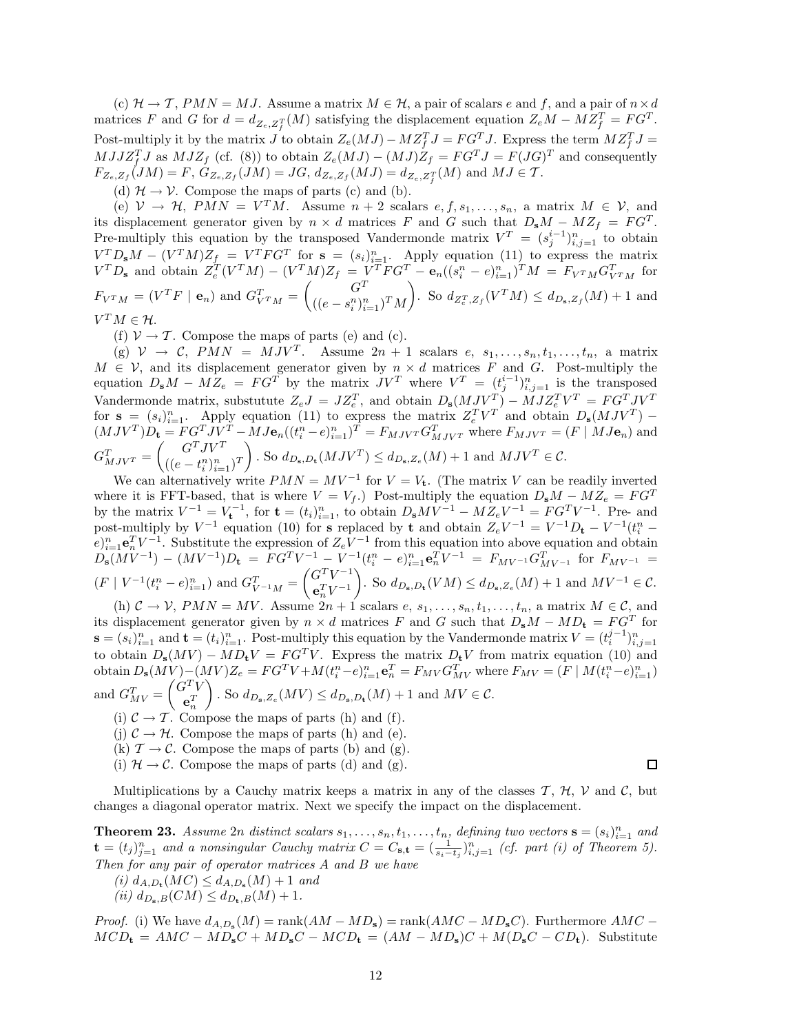(c) $\mathcal{H} \to \mathcal{T}$, $PMN = MJ$. Assume a matrix $M \in \mathcal{H}$, a pair of scalars $e$ and $f$, and a pair of $n \times d$ matrices $F$ and $G$ for $d = d_{Z_e, Z_f^T}(M)$ satisfying the displacement equation $Z_e M - M Z_f^T = FG^T$. Post-multiply it by the matrix $J$ to obtain $Z_e(MJ) - MZ_f^T J = FG^T J$. Express the term $MZ_f^T J = MJJZ_f^T J$ as $MJZ_f$ (cf. (8)) to obtain $Z_e(MJ) - (MJ)Z_f = FG^T J = F(JG)^T$ and consequently $F_{Z_e,Z_f}(JM) = F$, $G_{Z_e,Z_f}(JM) = JG$, $d_{Z_e,Z_f}(MJ) = d_{Z_e,Z_f^T}(M)$ and $MJ \in \mathcal{T}$.

(d) $\mathcal{H} \to \mathcal{V}$. Compose the maps of parts (c) and (b).

(e) $\mathcal{V} \to \mathcal{H}$, $PMN = V^T M$. Assume $n+2$ scalars $e, f, s_1, \ldots, s_n$, a matrix $M \in \mathcal{V}$, and its displacement generator given by $n \times d$ matrices $F$ and $G$ such that $D_{\mathbf{s}} M - M Z_f = FG^T$. Pre-multiply this equation by the transposed Vandermonde matrix $V^T = (s_j^{i-1})_{i,j=1}^n$ to obtain $V^T D_{\mathbf{s}} M - (V^T M) Z_f = V^T F G^T$ for $\mathbf{s} = (s_i)_{i=1}^n$. Apply equation (11) to express the matrix $V^T D_{\mathbf{s}}$ and obtain $Z_e^T(V^T M) - (V^T M) Z_f = V^T F G^T - \mathbf{e}_n((s_i^n - e)_{i=1}^n)^T M = F_{V^T M} G_{V^T M}^T$ for $F_{V^T M} = (V^T F \mid \mathbf{e}_n)$ and $G_{V^T M}^T = \begin{pmatrix} G^T \\ ((e - s_i^n)_{i=1}^n)^T M \end{pmatrix}$. So $d_{Z_e^T, Z_f}(V^T M) \le d_{D_{\mathbf{s}}, Z_f}(M) + 1$ and $V^T M \in \mathcal{H}$.

(f) $\mathcal{V} \to \mathcal{T}$. Compose the maps of parts (e) and (c).

(g) $\mathcal{V} \to \mathcal{C}$, $PMN = MJV^T$. Assume $2n+1$ scalars $e, s_1, \ldots, s_n, t_1, \ldots, t_n$, a matrix $M \in \mathcal{V}$, and its displacement generator given by $n \times d$ matrices $F$ and $G$. Post-multiply the equation $D_{\mathbf{s}} M - M Z_e = FG^T$ by the matrix $JV^T$ where $V^T = (t_j^{i-1})_{i,j=1}^n$ is the transposed Vandermonde matrix, substutute $Z_e J = J Z_e^T$, and obtain $D_{\mathbf{s}}(MJV^T) - MJZ_e^T V^T = FG^T JV^T$ for $\mathbf{s} = (s_i)_{i=1}^n$. Apply equation (11) to express the matrix $Z_e^T V^T$ and obtain $D_{\mathbf{s}}(MJV^T) - (MJV^T) D_{\mathbf{t}} = FG^T JV^T - MJ\mathbf{e}_n((t_i^n - e)_{i=1}^n)^T = F_{MJV^T} G_{MJV^T}^T$ where $F_{MJV^T} = (F \mid MJ\mathbf{e}_n)$ and $G_{MJV^T}^T = \begin{pmatrix} G^T JV^T \\ ((e - t_i^n)_{i=1}^n)^T \end{pmatrix}$. So $d_{D_{\mathbf{s}}, D_{\mathbf{t}}}(MJV^T) \le d_{D_{\mathbf{s}}, Z_e}(M) + 1$ and $MJV^T \in \mathcal{C}$.

We can alternatively write $PMN = MV^{-1}$ for $V = V_{\mathbf{t}}$. (The matrix $V$ can be readily inverted where it is FFT-based, that is where $V = V_f$.) Post-multiply the equation $D_{\mathbf{s}} M - M Z_e = FG^T$ by the matrix $V^{-1} = V_{\mathbf{t}}^{-1}$, for $\mathbf{t} = (t_i)_{i=1}^n$, to obtain $D_{\mathbf{s}} M V^{-1} - M Z_e V^{-1} = FG^T V^{-1}$. Pre- and post-multiply by $V^{-1}$ equation (10) for $\mathbf{s}$ replaced by $\mathbf{t}$ and obtain $Z_e V^{-1} = V^{-1} D_{\mathbf{t}} - V^{-1}(t_i^n - e)_{i=1}^n \mathbf{e}_n^T V^{-1}$. Substitute the expression of $Z_e V^{-1}$ from this equation into above equation and obtain $D_{\mathbf{s}}(MV^{-1}) - (MV^{-1}) D_{\mathbf{t}} = FG^T V^{-1} - V^{-1}(t_i^n - e)_{i=1}^n \mathbf{e}_n^T V^{-1} = F_{MV^{-1}} G_{MV^{-1}}^T$ for $F_{MV^{-1}} = (F \mid V^{-1}(t_i^n - e)_{i=1}^n)$ and $G_{V^{-1}M}^T = \begin{pmatrix} G^T V^{-1} \\ \mathbf{e}_n^T V^{-1} \end{pmatrix}$. So $d_{D_{\mathbf{s}}, D_{\mathbf{t}}}(VM) \le d_{D_{\mathbf{s}}, Z_e}(M) + 1$ and $MV^{-1} \in \mathcal{C}$.

(h) $\mathcal{C} \to \mathcal{V}$, $PMN = MV$. Assume $2n+1$ scalars $e, s_1, \ldots, s_n, t_1, \ldots, t_n$, a matrix $M \in \mathcal{C}$, and its displacement generator given by $n \times d$ matrices $F$ and $G$ such that $D_{\mathbf{s}} M - M D_{\mathbf{t}} = FG^T$ for $\mathbf{s} = (s_i)_{i=1}^n$ and $\mathbf{t} = (t_i)_{i=1}^n$. Post-multiply this equation by the Vandermonde matrix $V = (t_i^{j-1})_{i,j=1}^n$ to obtain $D_{\mathbf{s}}(MV) - M D_{\mathbf{t}} V = FG^T V$. Express the matrix $D_{\mathbf{t}} V$ from matrix equation (10) and obtain $D_{\mathbf{s}}(MV) - (MV) Z_e = FG^T V + M(t_i^n - e)_{i=1}^n \mathbf{e}_n^T = F_{MV} G_{MV}^T$ where $F_{MV} = (F \mid M(t_i^n - e)_{i=1}^n)$ and $G_{MV}^T = \begin{pmatrix} G^T V \\ \mathbf{e}_n^T \end{pmatrix}$. So $d_{D_{\mathbf{s}}, Z_e}(MV) \le d_{D_{\mathbf{s}}, D_{\mathbf{t}}}(M) + 1$ and $MV \in \mathcal{C}$.

(i) $\mathcal{C} \to \mathcal{T}$. Compose the maps of parts (h) and (f).

(j) $\mathcal{C} \to \mathcal{H}$. Compose the maps of parts (h) and (e).

(k) $\mathcal{T} \to \mathcal{C}$. Compose the maps of parts (b) and (g).

(i) $\mathcal{H} \to \mathcal{C}$. Compose the maps of parts (d) and (g). ☐

Multiplications by a Cauchy matrix keeps a matrix in any of the classes $\mathcal{T}$, $\mathcal{H}$, $\mathcal{V}$ and $\mathcal{C}$, but changes a diagonal operator matrix. Next we specify the impact on the displacement.

**Theorem 23.** *Assume $2n$ distinct scalars $s_1, \ldots, s_n, t_1, \ldots, t_n$, defining two vectors $\mathbf{s} = (s_i)_{i=1}^n$ and $\mathbf{t} = (t_j)_{j=1}^n$ and a nonsingular Cauchy matrix $C = C_{\mathbf{s},\mathbf{t}} = (\frac{1}{s_i - t_j})_{i,j=1}^n$ (cf. part (i) of Theorem 5). Then for any pair of operator matrices $A$ and $B$ we have*

*(i) $d_{A, D_{\mathbf{t}}}(MC) \le d_{A, D_{\mathbf{s}}}(M) + 1$ and*

*(ii) $d_{D_{\mathbf{s}}, B}(CM) \le d_{D_{\mathbf{t}}, B}(M) + 1$.*

*Proof.* (i) We have $d_{A, D_{\mathbf{s}}}(M) = \operatorname{rank}(AM - MD_{\mathbf{s}}) = \operatorname{rank}(AMC - MD_{\mathbf{s}} C)$. Furthermore $AMC - MCD_{\mathbf{t}} = AMC - MD_{\mathbf{s}} C + MD_{\mathbf{s}} C - MCD_{\mathbf{t}} = (AM - MD_{\mathbf{s}})C + M(D_{\mathbf{s}} C - CD_{\mathbf{t}})$. Substitute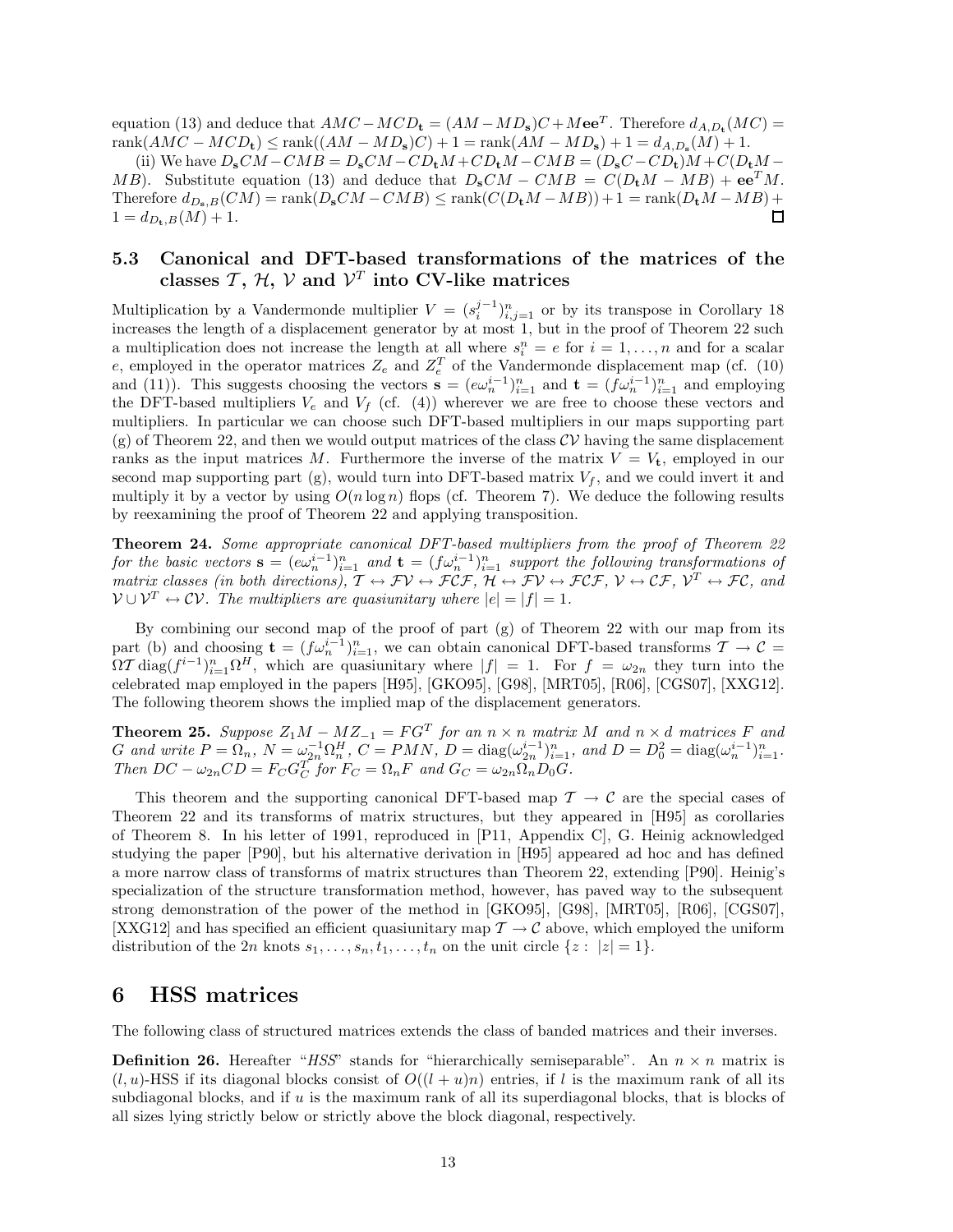equation (13) and deduce that $AMC - MCD_{\mathbf{t}} = (AM - MD_{\mathbf{s}})C + M\mathbf{e}\mathbf{e}^T$. Therefore $d_{A,D_{\mathbf{t}}}(MC) = \operatorname{rank}(AMC - MCD_{\mathbf{t}}) \le \operatorname{rank}((AM - MD_{\mathbf{s}})C) + 1 = \operatorname{rank}(AM - MD_{\mathbf{s}}) + 1 = d_{A,D_{\mathbf{s}}}(M) + 1$.

(ii) We have $D_{\mathbf{s}}CM - CMB = D_{\mathbf{s}}CM - CD_{\mathbf{t}}M + CD_{\mathbf{t}}M - CMB = (D_{\mathbf{s}}C - CD_{\mathbf{t}})M + C(D_{\mathbf{t}}M - MB)$. Substitute equation (13) and deduce that $D_{\mathbf{s}}CM - CMB = C(D_{\mathbf{t}}M - MB) + \mathbf{e}\mathbf{e}^T M$. Therefore $d_{D_{\mathbf{s}},B}(CM) = \operatorname{rank}(D_{\mathbf{s}}CM - CMB) \le \operatorname{rank}(C(D_{\mathbf{t}}M - MB)) + 1 = \operatorname{rank}(D_{\mathbf{t}}M - MB) + 1 = d_{D_{\mathbf{t}},B}(M) + 1$. □

### 5.3 Canonical and DFT-based transformations of the matrices of the classes $\mathcal{T}$, $\mathcal{H}$, $\mathcal{V}$ and $\mathcal{V}^T$ into CV-like matrices

Multiplication by a Vandermonde multiplier $V = (s_i^{j-1})_{i,j=1}^n$ or by its transpose in Corollary 18 increases the length of a displacement generator by at most 1, but in the proof of Theorem 22 such a multiplication does not increase the length at all where $s_i^n = e$ for $i = 1, \dots, n$ and for a scalar $e$, employed in the operator matrices $Z_e$ and $Z_e^T$ of the Vandermonde displacement map (cf. (10) and (11)). This suggests choosing the vectors $\mathbf{s} = (e\omega_n^{i-1})_{i=1}^n$ and $\mathbf{t} = (f\omega_n^{i-1})_{i=1}^n$ and employing the DFT-based multipliers $V_e$ and $V_f$ (cf. (4)) wherever we are free to choose these vectors and multipliers. In particular we can choose such DFT-based multipliers in our maps supporting part (g) of Theorem 22, and then we would output matrices of the class $\mathcal{CV}$ having the same displacement ranks as the input matrices $M$. Furthermore the inverse of the matrix $V = V_{\mathbf{t}}$, employed in our second map supporting part (g), would turn into DFT-based matrix $V_f$, and we could invert it and multiply it by a vector by using $O(n \log n)$ flops (cf. Theorem 7). We deduce the following results by reexamining the proof of Theorem 22 and applying transposition.

**Theorem 24.** *Some appropriate canonical DFT-based multipliers from the proof of Theorem 22 for the basic vectors $\mathbf{s} = (e\omega_n^{i-1})_{i=1}^n$ and $\mathbf{t} = (f\omega_n^{i-1})_{i=1}^n$ support the following transformations of matrix classes (in both directions), $\mathcal{T} \leftrightarrow \mathcal{FV} \leftrightarrow \mathcal{FCF}$, $\mathcal{H} \leftrightarrow \mathcal{FV} \leftrightarrow \mathcal{FCF}$, $\mathcal{V} \leftrightarrow \mathcal{CF}$, $\mathcal{V}^T \leftrightarrow \mathcal{FC}$, and $\mathcal{V} \cup \mathcal{V}^T \leftrightarrow \mathcal{CV}$. The multipliers are quasiunitary where $|e| = |f| = 1$.*

By combining our second map of the proof of part (g) of Theorem 22 with our map from its part (b) and choosing $\mathbf{t} = (f\omega_n^{i-1})_{i=1}^n$, we can obtain canonical DFT-based transforms $\mathcal{T} \to \mathcal{C} = \Omega\mathcal{T}\operatorname{diag}(f^{i-1})_{i=1}^n\Omega^H$, which are quasiunitary where $|f| = 1$. For $f = \omega_{2n}$ they turn into the celebrated map employed in the papers [H95], [GKO95], [G98], [MRT05], [R06], [CGS07], [XXG12]. The following theorem shows the implied map of the displacement generators.

**Theorem 25.** *Suppose $Z_1 M - MZ_{-1} = FG^T$ for an $n \times n$ matrix $M$ and $n \times d$ matrices $F$ and $G$ and write $P = \Omega_n$, $N = \omega_{2n}^{-1}\Omega_n^H$, $C = PMN$, $D = \operatorname{diag}(\omega_{2n}^{i-1})_{i=1}^n$, and $D = D_0^2 = \operatorname{diag}(\omega_n^{i-1})_{i=1}^n$. Then $DC - \omega_{2n}CD = F_C G_C^T$ for $F_C = \Omega_n F$ and $G_C = \omega_{2n}\Omega_n D_0 G$.*

This theorem and the supporting canonical DFT-based map $\mathcal{T} \to \mathcal{C}$ are the special cases of Theorem 22 and its transforms of matrix structures, but they appeared in [H95] as corollaries of Theorem 8. In his letter of 1991, reproduced in [P11, Appendix C], G. Heinig acknowledged studying the paper [P90], but his alternative derivation in [H95] appeared ad hoc and has defined a more narrow class of transforms of matrix structures than Theorem 22, extending [P90]. Heinig's specialization of the structure transformation method, however, has paved way to the subsequent strong demonstration of the power of the method in [GKO95], [G98], [MRT05], [R06], [CGS07], [XXG12] and has specified an efficient quasiunitary map $\mathcal{T} \to \mathcal{C}$ above, which employed the uniform distribution of the $2n$ knots $s_1, \dots, s_n, t_1, \dots, t_n$ on the unit circle $\{z : |z| = 1\}$.

## 6 HSS matrices

The following class of structured matrices extends the class of banded matrices and their inverses.

**Definition 26.** Hereafter "*HSS*" stands for "hierarchically semiseparable". An $n \times n$ matrix is $(l, u)$-HSS if its diagonal blocks consist of $O((l + u)n)$ entries, if $l$ is the maximum rank of all its subdiagonal blocks, and if $u$ is the maximum rank of all its superdiagonal blocks, that is blocks of all sizes lying strictly below or strictly above the block diagonal, respectively.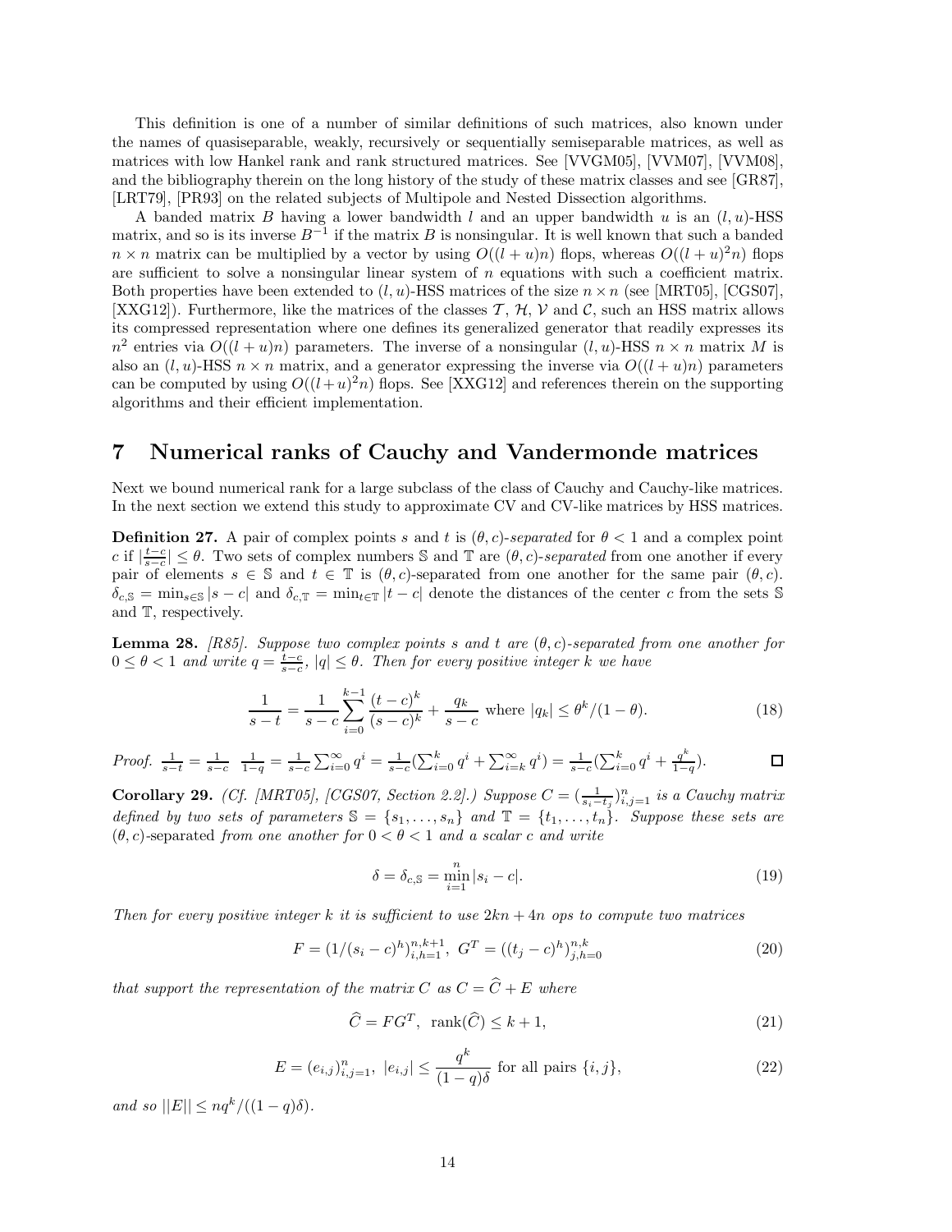This definition is one of a number of similar definitions of such matrices, also known under the names of quasiseparable, weakly, recursively or sequentially semiseparable matrices, as well as matrices with low Hankel rank and rank structured matrices. See [VVGM05], [VVM07], [VVM08], and the bibliography therein on the long history of the study of these matrix classes and see [GR87], [LRT79], [PR93] on the related subjects of Multipole and Nested Dissection algorithms.

A banded matrix $B$ having a lower bandwidth $l$ and an upper bandwidth $u$ is an $(l, u)$-HSS matrix, and so is its inverse $B^{-1}$ if the matrix $B$ is nonsingular. It is well known that such a banded $n \times n$ matrix can be multiplied by a vector by using $O((l + u)n)$ flops, whereas $O((l + u)^2 n)$ flops are sufficient to solve a nonsingular linear system of $n$ equations with such a coefficient matrix. Both properties have been extended to $(l, u)$-HSS matrices of the size $n \times n$ (see [MRT05], [CGS07], [XXG12]). Furthermore, like the matrices of the classes $\mathcal{T}$, $\mathcal{H}$, $\mathcal{V}$ and $\mathcal{C}$, such an HSS matrix allows its compressed representation where one defines its generalized generator that readily expresses its $n^2$ entries via $O((l + u)n)$ parameters. The inverse of a nonsingular $(l, u)$-HSS $n \times n$ matrix $M$ is also an $(l, u)$-HSS $n \times n$ matrix, and a generator expressing the inverse via $O((l + u)n)$ parameters can be computed by using $O((l+u)^2 n)$ flops. See [XXG12] and references therein on the supporting algorithms and their efficient implementation.

## 7 Numerical ranks of Cauchy and Vandermonde matrices

Next we bound numerical rank for a large subclass of the class of Cauchy and Cauchy-like matrices. In the next section we extend this study to approximate CV and CV-like matrices by HSS matrices.

**Definition 27.** A pair of complex points $s$ and $t$ is $(\theta, c)$-*separated* for $\theta < 1$ and a complex point $c$ if $|\frac{t-c}{s-c}| \le \theta$. Two sets of complex numbers $\mathbb{S}$ and $\mathbb{T}$ are $(\theta, c)$-*separated* from one another if every pair of elements $s \in \mathbb{S}$ and $t \in \mathbb{T}$ is $(\theta, c)$-separated from one another for the same pair $(\theta, c)$. $\delta_{c,\mathbb{S}} = \min_{s \in \mathbb{S}} |s - c|$ and $\delta_{c,\mathbb{T}} = \min_{t \in \mathbb{T}} |t - c|$ denote the distances of the center $c$ from the sets $\mathbb{S}$ and $\mathbb{T}$, respectively.

**Lemma 28.** *[R85]. Suppose two complex points $s$ and $t$ are $(\theta, c)$-separated from one another for $0 \le \theta < 1$ and write $q = \frac{t-c}{s-c}$, $|q| \le \theta$. Then for every positive integer $k$ we have*

$$\frac{1}{s-t} = \frac{1}{s-c} \sum_{i=0}^{k-1} \frac{(t-c)^k}{(s-c)^k} + \frac{q_k}{s-c} \text{ where } |q_k| \le \theta^k/(1-\theta). \tag{18}$$

*Proof.* $\frac{1}{s-t} = \frac{1}{s-c} \ \frac{1}{1-q} = \frac{1}{s-c} \sum_{i=0}^{\infty} q^i = \frac{1}{s-c}(\sum_{i=0}^{k} q^i + \sum_{i=k}^{\infty} q^i) = \frac{1}{s-c}(\sum_{i=0}^{k} q^i + \frac{q^k}{1-q})$. ☐

**Corollary 29.** *(Cf. [MRT05], [CGS07, Section 2.2].) Suppose $C = (\frac{1}{s_i - t_j})_{i,j=1}^n$ is a Cauchy matrix defined by two sets of parameters $\mathbb{S} = \{s_1, \ldots, s_n\}$ and $\mathbb{T} = \{t_1, \ldots, t_n\}$. Suppose these sets are $(\theta, c)$-separated from one another for $0 < \theta < 1$ and a scalar $c$ and write*

$$\delta = \delta_{c,\mathbb{S}} = \min_{i=1}^{n} |s_i - c|. \tag{19}$$

*Then for every positive integer $k$ it is sufficient to use $2kn + 4n$ ops to compute two matrices*

$$F = (1/(s_i - c)^h)_{i,h=1}^{n,k+1}, \ G^T = ((t_j - c)^h)_{j,h=0}^{n,k} \tag{20}$$

*that support the representation of the matrix $C$ as $C = \widehat{C} + E$ where*

$$\widehat{C} = FG^T, \ \ \text{rank}(\widehat{C}) \le k + 1, \tag{21}$$

$$E = (e_{i,j})_{i,j=1}^n, \ |e_{i,j}| \le \frac{q^k}{(1-q)\delta} \text{ for all pairs } \{i, j\}, \tag{22}$$

*and so $||E|| \le nq^k/((1 - q)\delta)$.*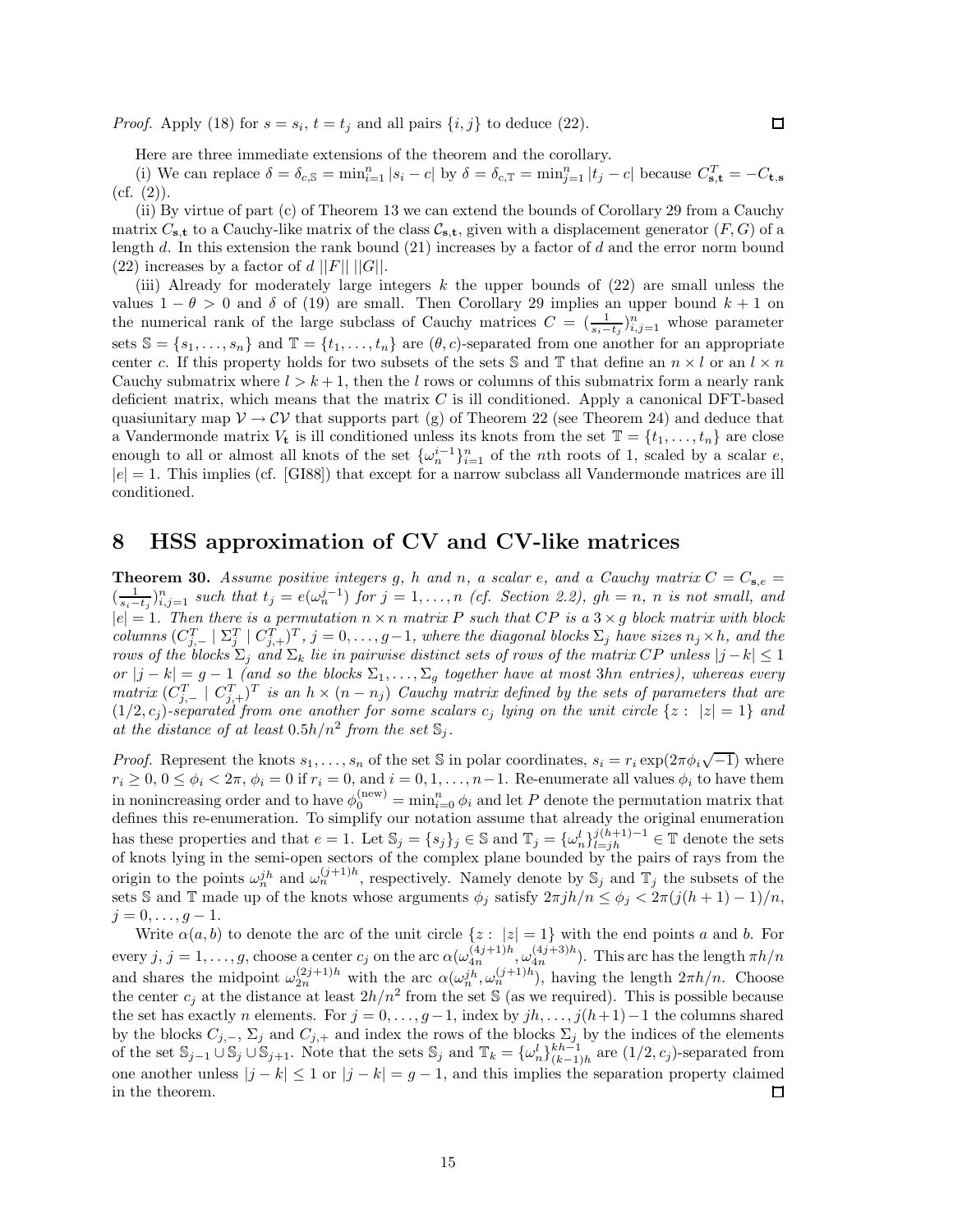*Proof.* Apply (18) for $s = s_i$, $t = t_j$ and all pairs $\{i, j\}$ to deduce (22). $\square$

Here are three immediate extensions of the theorem and the corollary.

(i) We can replace $\delta = \delta_{c,\mathbb{S}} = \min_{i=1}^n |s_i - c|$ by $\delta = \delta_{c,\mathbb{T}} = \min_{j=1}^n |t_j - c|$ because $C_{\mathbf{s},\mathbf{t}}^T = -C_{\mathbf{t},\mathbf{s}}$ (cf. (2)).

(ii) By virtue of part (c) of Theorem 13 we can extend the bounds of Corollary 29 from a Cauchy matrix $C_{\mathbf{s},\mathbf{t}}$ to a Cauchy-like matrix of the class $\mathcal{C}_{\mathbf{s},\mathbf{t}}$, given with a displacement generator $(F, G)$ of a length $d$. In this extension the rank bound (21) increases by a factor of $d$ and the error norm bound (22) increases by a factor of $d\ ||F||\ ||G||$.

(iii) Already for moderately large integers $k$ the upper bounds of (22) are small unless the values $1 - \theta > 0$ and $\delta$ of (19) are small. Then Corollary 29 implies an upper bound $k + 1$ on the numerical rank of the large subclass of Cauchy matrices $C = (\frac{1}{s_i - t_j})_{i,j=1}^n$ whose parameter sets $\mathbb{S} = \{s_1, \dots, s_n\}$ and $\mathbb{T} = \{t_1, \dots, t_n\}$ are $(\theta, c)$-separated from one another for an appropriate center $c$. If this property holds for two subsets of the sets $\mathbb{S}$ and $\mathbb{T}$ that define an $n \times l$ or an $l \times n$ Cauchy submatrix where $l > k + 1$, then the $l$ rows or columns of this submatrix form a nearly rank deficient matrix, which means that the matrix $C$ is ill conditioned. Apply a canonical DFT-based quasiunitary map $\mathcal{V} \to \mathcal{CV}$ that supports part (g) of Theorem 22 (see Theorem 24) and deduce that a Vandermonde matrix $V_{\mathbf{t}}$ is ill conditioned unless its knots from the set $\mathbb{T} = \{t_1, \dots, t_n\}$ are close enough to all or almost all knots of the set $\{\omega_n^{i-1}\}_{i=1}^n$ of the $n$th roots of 1, scaled by a scalar $e$, $|e| = 1$. This implies (cf. [GI88]) that except for a narrow subclass all Vandermonde matrices are ill conditioned.

## 8 HSS approximation of CV and CV-like matrices

**Theorem 30.** *Assume positive integers $g$, $h$ and $n$, a scalar $e$, and a Cauchy matrix $C = C_{\mathbf{s},e} = (\frac{1}{s_i - t_j})_{i,j=1}^n$ such that $t_j = e(\omega_n^{j-1})$ for $j = 1, \dots, n$ (cf. Section 2.2), $gh = n$, $n$ is not small, and $|e| = 1$. Then there is a permutation $n \times n$ matrix $P$ such that $CP$ is a $3 \times g$ block matrix with block columns $(C_{j,-}^T \mid \Sigma_j^T \mid C_{j,+}^T)^T$, $j = 0, \dots, g-1$, where the diagonal blocks $\Sigma_j$ have sizes $n_j \times h$, and the rows of the blocks $\Sigma_j$ and $\Sigma_k$ lie in pairwise distinct sets of rows of the matrix $CP$ unless $|j - k| \le 1$ or $|j - k| = g - 1$ (and so the blocks $\Sigma_1, \dots, \Sigma_g$ together have at most $3hn$ entries), whereas every matrix $(C_{j,-}^T \mid C_{j,+}^T)^T$ is an $h \times (n - n_j)$ Cauchy matrix defined by the sets of parameters that are $(1/2, c_j)$-separated from one another for some scalars $c_j$ lying on the unit circle $\{z : |z| = 1\}$ and at the distance of at least $0.5h/n^2$ from the set $\mathbb{S}_j$.*

*Proof.* Represent the knots $s_1, \dots, s_n$ of the set $\mathbb{S}$ in polar coordinates, $s_i = r_i \exp(2\pi\phi_i\sqrt{-1})$ where $r_i \ge 0$, $0 \le \phi_i < 2\pi$, $\phi_i = 0$ if $r_i = 0$, and $i = 0, 1, \dots, n-1$. Re-enumerate all values $\phi_i$ to have them in nonincreasing order and to have $\phi_0^{(\text{new})} = \min_{i=0}^n \phi_i$ and let $P$ denote the permutation matrix that defines this re-enumeration. To simplify our notation assume that already the original enumeration has these properties and that $e = 1$. Let $\mathbb{S}_j = \{s_j\}_j \in \mathbb{S}$ and $\mathbb{T}_j = \{\omega_n^l\}_{l=jh}^{j(h+1)-1} \in \mathbb{T}$ denote the sets of knots lying in the semi-open sectors of the complex plane bounded by the pairs of rays from the origin to the points $\omega_n^{jh}$ and $\omega_n^{(j+1)h}$, respectively. Namely denote by $\mathbb{S}_j$ and $\mathbb{T}_j$ the subsets of the sets $\mathbb{S}$ and $\mathbb{T}$ made up of the knots whose arguments $\phi_j$ satisfy $2\pi jh/n \le \phi_j < 2\pi(j(h+1) - 1)/n$, $j = 0, \dots, g-1$.

Write $\alpha(a, b)$ to denote the arc of the unit circle $\{z : |z| = 1\}$ with the end points $a$ and $b$. For every $j$, $j = 1, \dots, g$, choose a center $c_j$ on the arc $\alpha(\omega_{4n}^{(4j+1)h}, \omega_{4n}^{(4j+3)h})$. This arc has the length $\pi h/n$ and shares the midpoint $\omega_{2n}^{(2j+1)h}$ with the arc $\alpha(\omega_n^{jh}, \omega_n^{(j+1)h})$, having the length $2\pi h/n$. Choose the center $c_j$ at the distance at least $2h/n^2$ from the set $\mathbb{S}$ (as we required). This is possible because the set has exactly $n$ elements. For $j = 0, \dots, g-1$, index by $jh, \dots, j(h+1)-1$ the columns shared by the blocks $C_{j,-}$, $\Sigma_j$ and $C_{j,+}$ and index the rows of the blocks $\Sigma_j$ by the indices of the elements of the set $\mathbb{S}_{j-1} \cup \mathbb{S}_j \cup \mathbb{S}_{j+1}$. Note that the sets $\mathbb{S}_j$ and $\mathbb{T}_k = \{\omega_n^l\}_{(k-1)h}^{kh-1}$ are $(1/2, c_j)$-separated from one another unless $|j - k| \le 1$ or $|j - k| = g - 1$, and this implies the separation property claimed in the theorem. $\square$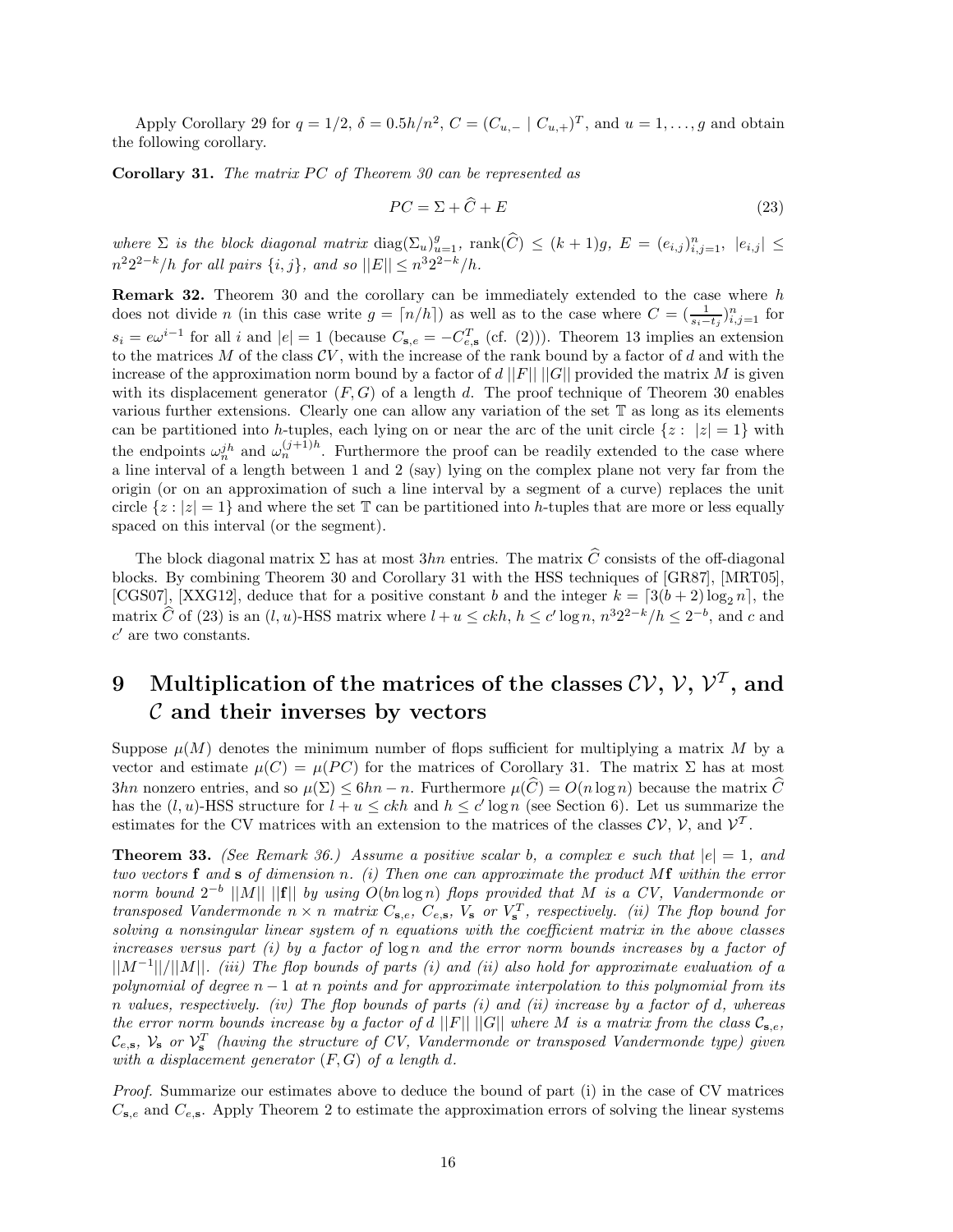Apply Corollary 29 for $q = 1/2$, $\delta = 0.5h/n^2$, $C = (C_{u,-} \mid C_{u,+})^T$, and $u = 1, \ldots, g$ and obtain the following corollary.

**Corollary 31.** *The matrix $PC$ of Theorem 30 can be represented as*

$$PC = \Sigma + \widehat{C} + E \tag{23}$$

*where $\Sigma$ is the block diagonal matrix* $\mathrm{diag}(\Sigma_u)_{u=1}^g$, $\mathrm{rank}(\widehat{C}) \leq (k+1)g$, $E = (e_{i,j})_{i,j=1}^n$, $|e_{i,j}| \leq n^2 2^{2-k}/h$ *for all pairs* $\{i, j\}$, *and so* $||E|| \leq n^3 2^{2-k}/h$.

**Remark 32.** Theorem 30 and the corollary can be immediately extended to the case where $h$ does not divide $n$ (in this case write $g = \lceil n/h \rceil$) as well as to the case where $C = (\frac{1}{s_i - t_j})_{i,j=1}^n$ for $s_i = e\omega^{i-1}$ for all $i$ and $|e| = 1$ (because $C_{\mathbf{s},e} = -C_{e,\mathbf{s}}^T$ (cf. (2))). Theorem 13 implies an extension to the matrices $M$ of the class $\mathcal{CV}$, with the increase of the rank bound by a factor of $d$ and with the increase of the approximation norm bound by a factor of $d\,||F||\,||G||$ provided the matrix $M$ is given with its displacement generator $(F, G)$ of a length $d$. The proof technique of Theorem 30 enables various further extensions. Clearly one can allow any variation of the set $\mathbb{T}$ as long as its elements can be partitioned into $h$-tuples, each lying on or near the arc of the unit circle $\{z : |z| = 1\}$ with the endpoints $\omega_n^{jh}$ and $\omega_n^{(j+1)h}$. Furthermore the proof can be readily extended to the case where a line interval of a length between 1 and 2 (say) lying on the complex plane not very far from the origin (or on an approximation of such a line interval by a segment of a curve) replaces the unit circle $\{z : |z| = 1\}$ and where the set $\mathbb{T}$ can be partitioned into $h$-tuples that are more or less equally spaced on this interval (or the segment).

The block diagonal matrix $\Sigma$ has at most $3hn$ entries. The matrix $\widehat{C}$ consists of the off-diagonal blocks. By combining Theorem 30 and Corollary 31 with the HSS techniques of [GR87], [MRT05], [CGS07], [XXG12], deduce that for a positive constant $b$ and the integer $k = \lceil 3(b+2)\log_2 n \rceil$, the matrix $\widehat{C}$ of (23) is an $(l, u)$-HSS matrix where $l + u \leq ckh$, $h \leq c' \log n$, $n^3 2^{2-k}/h \leq 2^{-b}$, and $c$ and $c'$ are two constants.

# 9 Multiplication of the matrices of the classes $\mathcal{CV}$, $\mathcal{V}$, $\mathcal{V}^T$, and $\mathcal{C}$ and their inverses by vectors

Suppose $\mu(M)$ denotes the minimum number of flops sufficient for multiplying a matrix $M$ by a vector and estimate $\mu(C) = \mu(PC)$ for the matrices of Corollary 31. The matrix $\Sigma$ has at most $3hn$ nonzero entries, and so $\mu(\Sigma) \leq 6hn - n$. Furthermore $\mu(\widehat{C}) = O(n \log n)$ because the matrix $\widehat{C}$ has the $(l, u)$-HSS structure for $l + u \leq ckh$ and $h \leq c' \log n$ (see Section 6). Let us summarize the estimates for the CV matrices with an extension to the matrices of the classes $\mathcal{CV}$, $\mathcal{V}$, and $\mathcal{V}^T$.

**Theorem 33.** *(See Remark 36.) Assume a positive scalar $b$, a complex $e$ such that $|e| = 1$, and two vectors $\mathbf{f}$ and $\mathbf{s}$ of dimension $n$. (i) Then one can approximate the product $M\mathbf{f}$ within the error norm bound $2^{-b}\,||M||\,||\mathbf{f}||$ by using $O(bn \log n)$ flops provided that $M$ is a CV, Vandermonde or transposed Vandermonde $n \times n$ matrix $C_{\mathbf{s},e}$, $C_{e,\mathbf{s}}$, $V_\mathbf{s}$ or $V_\mathbf{s}^T$, respectively. (ii) The flop bound for solving a nonsingular linear system of $n$ equations with the coefficient matrix in the above classes increases versus part (i) by a factor of $\log n$ and the error norm bounds increases by a factor of $||M^{-1}||/||M||$. (iii) The flop bounds of parts (i) and (ii) also hold for approximate evaluation of a polynomial of degree $n-1$ at $n$ points and for approximate interpolation to this polynomial from its $n$ values, respectively. (iv) The flop bounds of parts (i) and (ii) increase by a factor of $d$, whereas the error norm bounds increase by a factor of $d\,||F||\,||G||$ where $M$ is a matrix from the class $\mathcal{C}_{\mathbf{s},e}$, $\mathcal{C}_{e,\mathbf{s}}$, $\mathcal{V}_\mathbf{s}$ or $\mathcal{V}_\mathbf{s}^T$ (having the structure of CV, Vandermonde or transposed Vandermonde type) given with a displacement generator $(F, G)$ of a length $d$.*

*Proof.* Summarize our estimates above to deduce the bound of part (i) in the case of CV matrices $C_{\mathbf{s},e}$ and $C_{e,\mathbf{s}}$. Apply Theorem 2 to estimate the approximation errors of solving the linear systems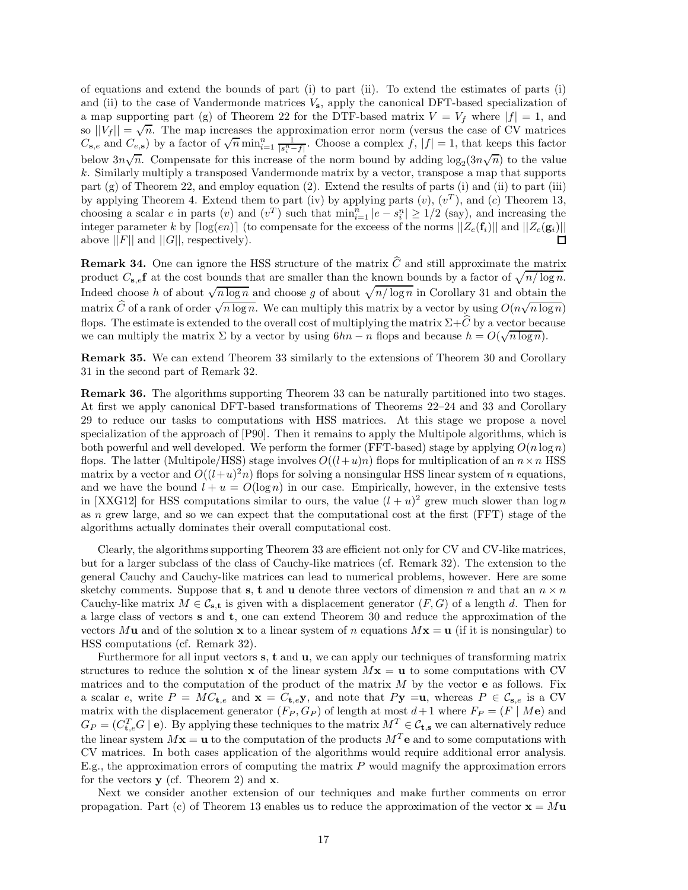of equations and extend the bounds of part (i) to part (ii). To extend the estimates of parts (i) and (ii) to the case of Vandermonde matrices $V_{\mathbf{s}}$, apply the canonical DFT-based specialization of a map supporting part (g) of Theorem 22 for the DTF-based matrix $V = V_f$ where $|f| = 1$, and so $||V_f|| = \sqrt{n}$. The map increases the approximation error norm (versus the case of CV matrices $C_{\mathbf{s},e}$ and $C_{e,\mathbf{s}}$) by a factor of $\sqrt{n}\min_{i=1}^n \frac{1}{|s_i^n - f|}$. Choose a complex $f$, $|f| = 1$, that keeps this factor below $3n\sqrt{n}$. Compensate for this increase of the norm bound by adding $\log_2(3n\sqrt{n})$ to the value $k$. Similarly multiply a transposed Vandermonde matrix by a vector, transpose a map that supports part (g) of Theorem 22, and employ equation (2). Extend the results of parts (i) and (ii) to part (iii) by applying Theorem 4. Extend them to part (iv) by applying parts ($v$), ($v^T$), and ($c$) Theorem 13, choosing a scalar $e$ in parts ($v$) and ($v^T$) such that $\min_{i=1}^n |e - s_i^n| \geq 1/2$ (say), and increasing the integer parameter $k$ by $\lceil \log(en) \rceil$ (to compensate for the excess of the norms $||Z_e(\mathbf{f}_i)||$ and $||Z_e(\mathbf{g}_i)||$ above $||F||$ and $||G||$, respectively). $\square$

**Remark 34.** One can ignore the HSS structure of the matrix $\widehat{C}$ and still approximate the matrix product $C_{\mathbf{s},e}\mathbf{f}$ at the cost bounds that are smaller than the known bounds by a factor of $\sqrt{n/\log n}$. Indeed choose $h$ of about $\sqrt{n \log n}$ and choose $g$ of about $\sqrt{n/\log n}$ in Corollary 31 and obtain the matrix $\widehat{C}$ of a rank of order $\sqrt{n \log n}$. We can multiply this matrix by a vector by using $O(n\sqrt{n \log n})$ flops. The estimate is extended to the overall cost of multiplying the matrix $\Sigma + \widehat{C}$ by a vector because we can multiply the matrix $\Sigma$ by a vector by using $6hn - n$ flops and because $h = O(\sqrt{n \log n})$.

**Remark 35.** We can extend Theorem 33 similarly to the extensions of Theorem 30 and Corollary 31 in the second part of Remark 32.

**Remark 36.** The algorithms supporting Theorem 33 can be naturally partitioned into two stages. At first we apply canonical DFT-based transformations of Theorems 22–24 and 33 and Corollary 29 to reduce our tasks to computations with HSS matrices. At this stage we propose a novel specialization of the approach of [P90]. Then it remains to apply the Multipole algorithms, which is both powerful and well developed. We perform the former (FFT-based) stage by applying $O(n \log n)$ flops. The latter (Multipole/HSS) stage involves $O((l+u)n)$ flops for multiplication of an $n \times n$ HSS matrix by a vector and $O((l+u)^2 n)$ flops for solving a nonsingular HSS linear system of $n$ equations, and we have the bound $l + u = O(\log n)$ in our case. Empirically, however, in the extensive tests in [XXG12] for HSS computations similar to ours, the value $(l+u)^2$ grew much slower than $\log n$ as $n$ grew large, and so we can expect that the computational cost at the first (FFT) stage of the algorithms actually dominates their overall computational cost.

Clearly, the algorithms supporting Theorem 33 are efficient not only for CV and CV-like matrices, but for a larger subclass of the class of Cauchy-like matrices (cf. Remark 32). The extension to the general Cauchy and Cauchy-like matrices can lead to numerical problems, however. Here are some sketchy comments. Suppose that $\mathbf{s}$, $\mathbf{t}$ and $\mathbf{u}$ denote three vectors of dimension $n$ and that an $n \times n$ Cauchy-like matrix $M \in \mathcal{C}_{\mathbf{s},\mathbf{t}}$ is given with a displacement generator $(F, G)$ of a length $d$. Then for a large class of vectors $\mathbf{s}$ and $\mathbf{t}$, one can extend Theorem 30 and reduce the approximation of the vectors $M\mathbf{u}$ and of the solution $\mathbf{x}$ to a linear system of $n$ equations $M\mathbf{x} = \mathbf{u}$ (if it is nonsingular) to HSS computations (cf. Remark 32).

Furthermore for all input vectors $\mathbf{s}$, $\mathbf{t}$ and $\mathbf{u}$, we can apply our techniques of transforming matrix structures to reduce the solution $\mathbf{x}$ of the linear system $M\mathbf{x} = \mathbf{u}$ to some computations with CV matrices and to the computation of the product of the matrix $M$ by the vector $\mathbf{e}$ as follows. Fix a scalar $e$, write $P = MC_{\mathbf{t},e}$ and $\mathbf{x} = C_{\mathbf{t},e}\mathbf{y}$, and note that $P\mathbf{y} = \mathbf{u}$, whereas $P \in \mathcal{C}_{\mathbf{s},e}$ is a CV matrix with the displacement generator $(F_P, G_P)$ of length at most $d+1$ where $F_P = (F \mid M\mathbf{e})$ and $G_P = (C_{\mathbf{t},e}^T G \mid \mathbf{e})$. By applying these techniques to the matrix $M^T \in \mathcal{C}_{\mathbf{t},\mathbf{s}}$ we can alternatively reduce the linear system $M\mathbf{x} = \mathbf{u}$ to the computation of the products $M^T\mathbf{e}$ and to some computations with CV matrices. In both cases application of the algorithms would require additional error analysis. E.g., the approximation errors of computing the matrix $P$ would magnify the approximation errors for the vectors $\mathbf{y}$ (cf. Theorem 2) and $\mathbf{x}$.

Next we consider another extension of our techniques and make further comments on error propagation. Part (c) of Theorem 13 enables us to reduce the approximation of the vector $\mathbf{x} = M\mathbf{u}$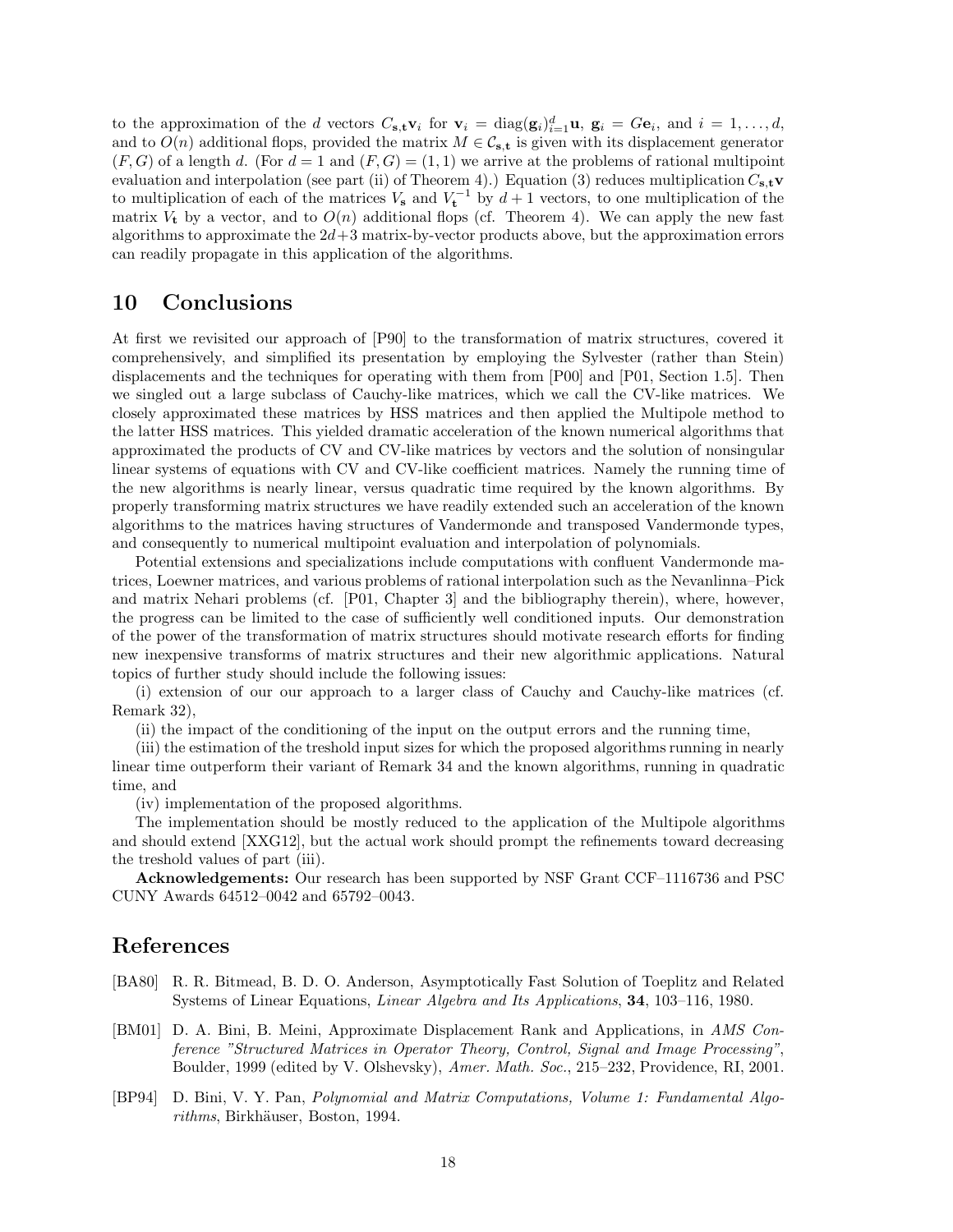to the approximation of the $d$ vectors $C_{\mathbf{s},\mathbf{t}}\mathbf{v}_i$ for $\mathbf{v}_i = \operatorname{diag}(\mathbf{g}_i)_{i=1}^d \mathbf{u}$, $\mathbf{g}_i = G\mathbf{e}_i$, and $i = 1, \ldots, d$, and to $O(n)$ additional flops, provided the matrix $M \in \mathcal{C}_{\mathbf{s},\mathbf{t}}$ is given with its displacement generator $(F, G)$ of a length $d$. (For $d = 1$ and $(F, G) = (1, 1)$ we arrive at the problems of rational multipoint evaluation and interpolation (see part (ii) of Theorem 4).) Equation (3) reduces multiplication $C_{\mathbf{s},\mathbf{t}}\mathbf{v}$ to multiplication of each of the matrices $V_{\mathbf{s}}$ and $V_{\mathbf{t}}^{-1}$ by $d + 1$ vectors, to one multiplication of the matrix $V_{\mathbf{t}}$ by a vector, and to $O(n)$ additional flops (cf. Theorem 4). We can apply the new fast algorithms to approximate the $2d+3$ matrix-by-vector products above, but the approximation errors can readily propagate in this application of the algorithms.

## 10 Conclusions

At first we revisited our approach of [P90] to the transformation of matrix structures, covered it comprehensively, and simplified its presentation by employing the Sylvester (rather than Stein) displacements and the techniques for operating with them from [P00] and [P01, Section 1.5]. Then we singled out a large subclass of Cauchy-like matrices, which we call the CV-like matrices. We closely approximated these matrices by HSS matrices and then applied the Multipole method to the latter HSS matrices. This yielded dramatic acceleration of the known numerical algorithms that approximated the products of CV and CV-like matrices by vectors and the solution of nonsingular linear systems of equations with CV and CV-like coefficient matrices. Namely the running time of the new algorithms is nearly linear, versus quadratic time required by the known algorithms. By properly transforming matrix structures we have readily extended such an acceleration of the known algorithms to the matrices having structures of Vandermonde and transposed Vandermonde types, and consequently to numerical multipoint evaluation and interpolation of polynomials.

Potential extensions and specializations include computations with confluent Vandermonde matrices, Loewner matrices, and various problems of rational interpolation such as the Nevanlinna–Pick and matrix Nehari problems (cf. [P01, Chapter 3] and the bibliography therein), where, however, the progress can be limited to the case of sufficiently well conditioned inputs. Our demonstration of the power of the transformation of matrix structures should motivate research efforts for finding new inexpensive transforms of matrix structures and their new algorithmic applications. Natural topics of further study should include the following issues:

(i) extension of our our approach to a larger class of Cauchy and Cauchy-like matrices (cf. Remark 32),

(ii) the impact of the conditioning of the input on the output errors and the running time,

(iii) the estimation of the treshold input sizes for which the proposed algorithms running in nearly linear time outperform their variant of Remark 34 and the known algorithms, running in quadratic time, and

(iv) implementation of the proposed algorithms.

The implementation should be mostly reduced to the application of the Multipole algorithms and should extend [XXG12], but the actual work should prompt the refinements toward decreasing the treshold values of part (iii).

**Acknowledgements:** Our research has been supported by NSF Grant CCF–1116736 and PSC CUNY Awards 64512–0042 and 65792–0043.

## References

[BA80] R. R. Bitmead, B. D. O. Anderson, Asymptotically Fast Solution of Toeplitz and Related Systems of Linear Equations, *Linear Algebra and Its Applications*, **34**, 103–116, 1980.

[BM01] D. A. Bini, B. Meini, Approximate Displacement Rank and Applications, in *AMS Conference "Structured Matrices in Operator Theory, Control, Signal and Image Processing"*, Boulder, 1999 (edited by V. Olshevsky), *Amer. Math. Soc.*, 215–232, Providence, RI, 2001.

[BP94] D. Bini, V. Y. Pan, *Polynomial and Matrix Computations, Volume 1: Fundamental Algorithms*, Birkhäuser, Boston, 1994.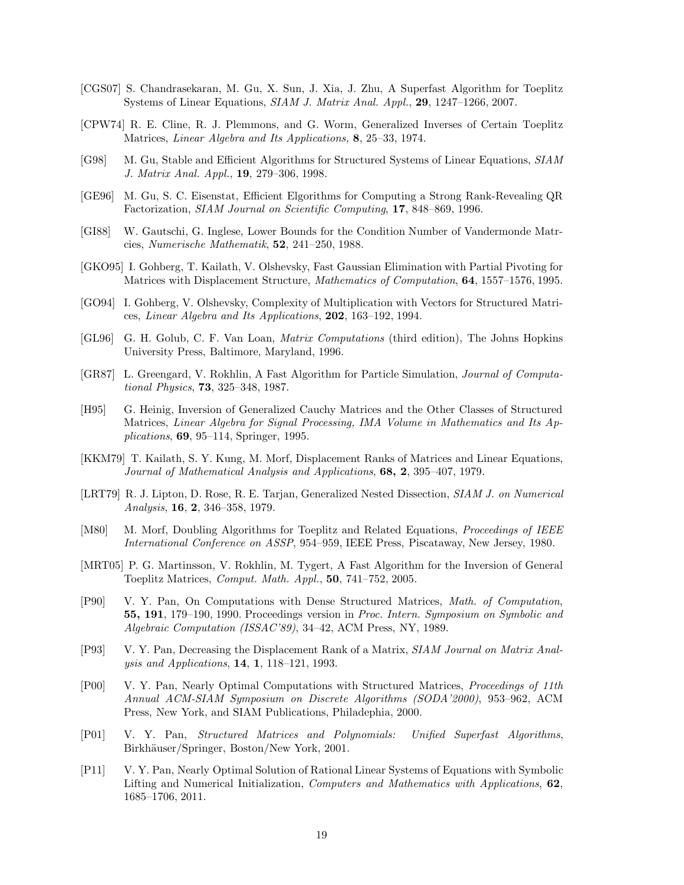[CGS07] S. Chandrasekaran, M. Gu, X. Sun, J. Xia, J. Zhu, A Superfast Algorithm for Toeplitz Systems of Linear Equations, *SIAM J. Matrix Anal. Appl.*, **29**, 1247–1266, 2007.

[CPW74] R. E. Cline, R. J. Plemmons, and G. Worm, Generalized Inverses of Certain Toeplitz Matrices, *Linear Algebra and Its Applications,* **8**, 25–33, 1974.

[G98] M. Gu, Stable and Efficient Algorithms for Structured Systems of Linear Equations, *SIAM J. Matrix Anal. Appl.*, **19**, 279–306, 1998.

[GE96] M. Gu, S. C. Eisenstat, Efficient Elgorithms for Computing a Strong Rank-Revealing QR Factorization, *SIAM Journal on Scientific Computing*, **17**, 848–869, 1996.

[GI88] W. Gautschi, G. Inglese, Lower Bounds for the Condition Number of Vandermonde Matrcies, *Numerische Mathematik*, **52**, 241–250, 1988.

[GKO95] I. Gohberg, T. Kailath, V. Olshevsky, Fast Gaussian Elimination with Partial Pivoting for Matrices with Displacement Structure, *Mathematics of Computation*, **64**, 1557–1576, 1995.

[GO94] I. Gohberg, V. Olshevsky, Complexity of Multiplication with Vectors for Structured Matrices, *Linear Algebra and Its Applications*, **202**, 163–192, 1994.

[GL96] G. H. Golub, C. F. Van Loan, *Matrix Computations* (third edition), The Johns Hopkins University Press, Baltimore, Maryland, 1996.

[GR87] L. Greengard, V. Rokhlin, A Fast Algorithm for Particle Simulation, *Journal of Computational Physics*, **73**, 325–348, 1987.

[H95] G. Heinig, Inversion of Generalized Cauchy Matrices and the Other Classes of Structured Matrices, *Linear Algebra for Signal Processing, IMA Volume in Mathematics and Its Applications*, **69**, 95–114, Springer, 1995.

[KKM79] T. Kailath, S. Y. Kung, M. Morf, Displacement Ranks of Matrices and Linear Equations, *Journal of Mathematical Analysis and Applications*, **68, 2**, 395–407, 1979.

[LRT79] R. J. Lipton, D. Rose, R. E. Tarjan, Generalized Nested Dissection, *SIAM J. on Numerical Analysis*, **16**, **2**, 346–358, 1979.

[M80] M. Morf, Doubling Algorithms for Toeplitz and Related Equations, *Proceedings of IEEE International Conference on ASSP*, 954–959, IEEE Press, Piscataway, New Jersey, 1980.

[MRT05] P. G. Martinsson, V. Rokhlin, M. Tygert, A Fast Algorithm for the Inversion of General Toeplitz Matrices, *Comput. Math. Appl.*, **50**, 741–752, 2005.

[P90] V. Y. Pan, On Computations with Dense Structured Matrices, *Math. of Computation*, **55, 191**, 179–190, 1990. Proceedings version in *Proc. Intern. Symposium on Symbolic and Algebraic Computation (ISSAC'89)*, 34–42, ACM Press, NY, 1989.

[P93] V. Y. Pan, Decreasing the Displacement Rank of a Matrix, *SIAM Journal on Matrix Analysis and Applications*, **14**, **1**, 118–121, 1993.

[P00] V. Y. Pan, Nearly Optimal Computations with Structured Matrices, *Proceedings of 11th Annual ACM-SIAM Symposium on Discrete Algorithms (SODA'2000)*, 953–962, ACM Press, New York, and SIAM Publications, Philadephia, 2000.

[P01] V. Y. Pan, *Structured Matrices and Polynomials: Unified Superfast Algorithms*, Birkhäuser/Springer, Boston/New York, 2001.

[P11] V. Y. Pan, Nearly Optimal Solution of Rational Linear Systems of Equations with Symbolic Lifting and Numerical Initialization, *Computers and Mathematics with Applications*, **62**, 1685–1706, 2011.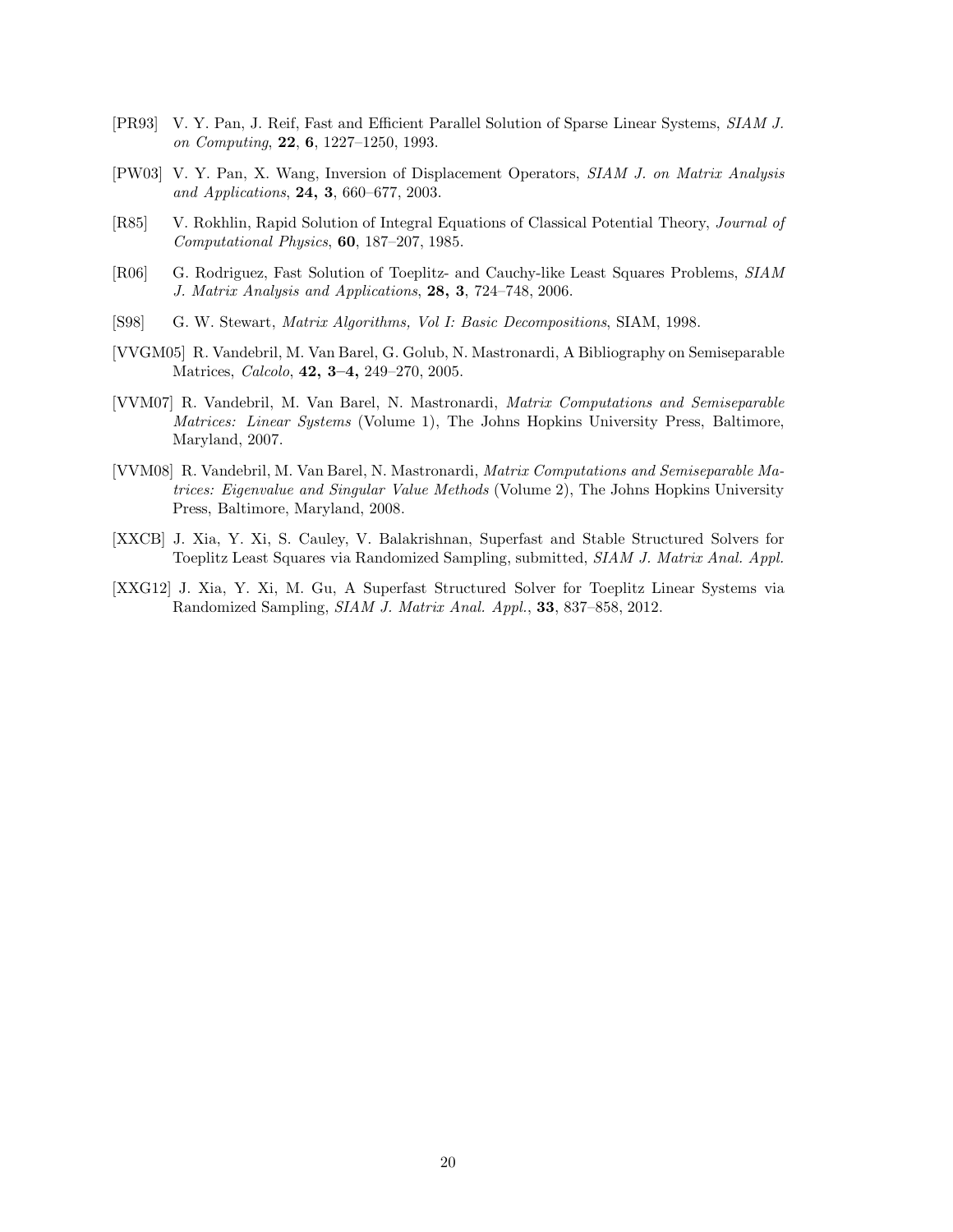[PR93] V. Y. Pan, J. Reif, Fast and Efficient Parallel Solution of Sparse Linear Systems, *SIAM J. on Computing*, **22**, **6**, 1227–1250, 1993.

[PW03] V. Y. Pan, X. Wang, Inversion of Displacement Operators, *SIAM J. on Matrix Analysis and Applications*, **24, 3**, 660–677, 2003.

[R85] V. Rokhlin, Rapid Solution of Integral Equations of Classical Potential Theory, *Journal of Computational Physics*, **60**, 187–207, 1985.

[R06] G. Rodriguez, Fast Solution of Toeplitz- and Cauchy-like Least Squares Problems, *SIAM J. Matrix Analysis and Applications*, **28, 3**, 724–748, 2006.

[S98] G. W. Stewart, *Matrix Algorithms, Vol I: Basic Decompositions*, SIAM, 1998.

[VVGM05] R. Vandebril, M. Van Barel, G. Golub, N. Mastronardi, A Bibliography on Semiseparable Matrices, *Calcolo*, **42, 3–4,** 249–270, 2005.

[VVM07] R. Vandebril, M. Van Barel, N. Mastronardi, *Matrix Computations and Semiseparable Matrices: Linear Systems* (Volume 1), The Johns Hopkins University Press, Baltimore, Maryland, 2007.

[VVM08] R. Vandebril, M. Van Barel, N. Mastronardi, *Matrix Computations and Semiseparable Matrices: Eigenvalue and Singular Value Methods* (Volume 2), The Johns Hopkins University Press, Baltimore, Maryland, 2008.

[XXCB] J. Xia, Y. Xi, S. Cauley, V. Balakrishnan, Superfast and Stable Structured Solvers for Toeplitz Least Squares via Randomized Sampling, submitted, *SIAM J. Matrix Anal. Appl.*

[XXG12] J. Xia, Y. Xi, M. Gu, A Superfast Structured Solver for Toeplitz Linear Systems via Randomized Sampling, *SIAM J. Matrix Anal. Appl.*, **33**, 837–858, 2012.